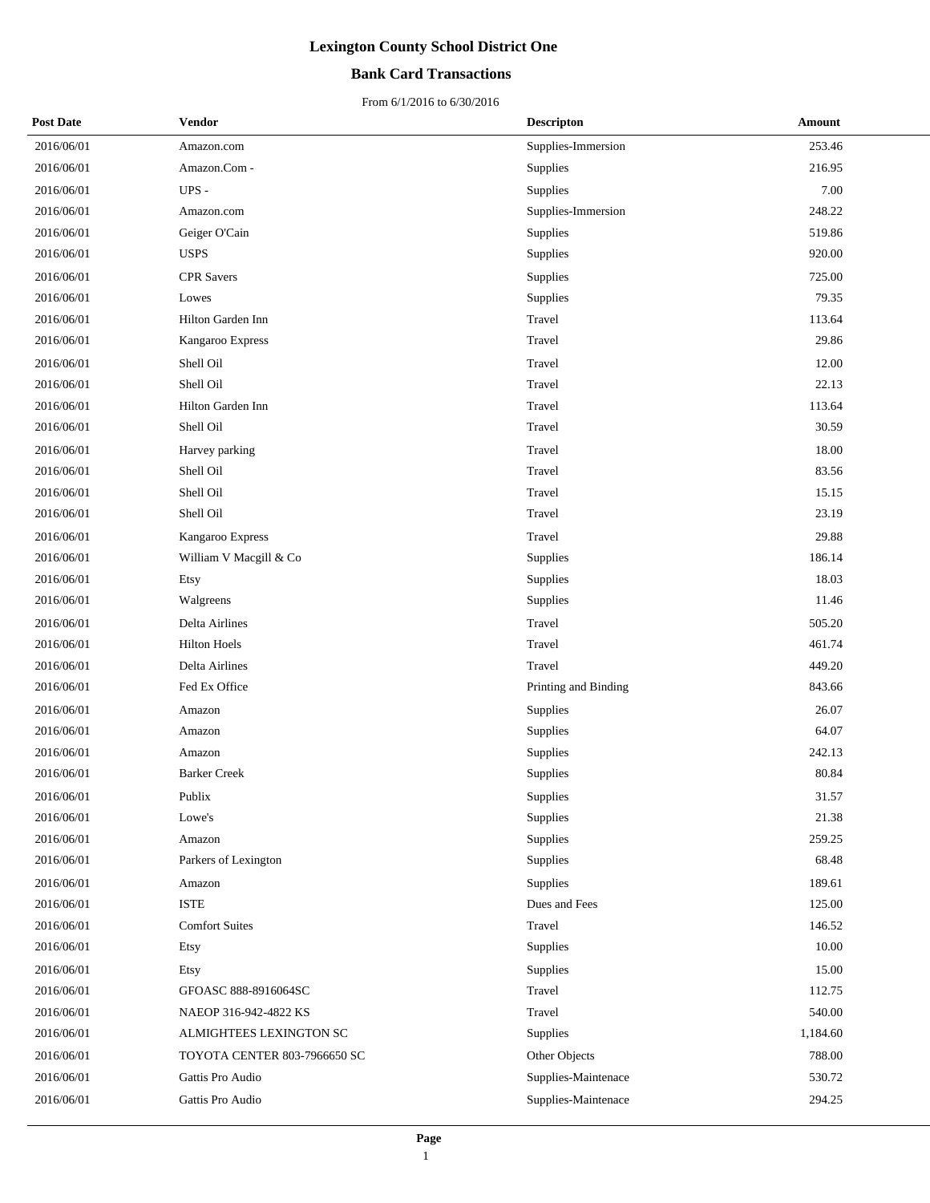# Lexington County School District One

## Bank Card Transactions

From 6/1/2016 to 6/30/2016

| Post Date | Vendor | Descripton | Amount |
|---|---|---|---|
| 2016/06/01 | Amazon.com | Supplies-Immersion | 253.46 |
| 2016/06/01 | Amazon.Com - | Supplies | 216.95 |
| 2016/06/01 | UPS - | Supplies | 7.00 |
| 2016/06/01 | Amazon.com | Supplies-Immersion | 248.22 |
| 2016/06/01 | Geiger O'Cain | Supplies | 519.86 |
| 2016/06/01 | USPS | Supplies | 920.00 |
| 2016/06/01 | CPR Savers | Supplies | 725.00 |
| 2016/06/01 | Lowes | Supplies | 79.35 |
| 2016/06/01 | Hilton Garden Inn | Travel | 113.64 |
| 2016/06/01 | Kangaroo Express | Travel | 29.86 |
| 2016/06/01 | Shell Oil | Travel | 12.00 |
| 2016/06/01 | Shell Oil | Travel | 22.13 |
| 2016/06/01 | Hilton Garden Inn | Travel | 113.64 |
| 2016/06/01 | Shell Oil | Travel | 30.59 |
| 2016/06/01 | Harvey parking | Travel | 18.00 |
| 2016/06/01 | Shell Oil | Travel | 83.56 |
| 2016/06/01 | Shell Oil | Travel | 15.15 |
| 2016/06/01 | Shell Oil | Travel | 23.19 |
| 2016/06/01 | Kangaroo Express | Travel | 29.88 |
| 2016/06/01 | William V Macgill & Co | Supplies | 186.14 |
| 2016/06/01 | Etsy | Supplies | 18.03 |
| 2016/06/01 | Walgreens | Supplies | 11.46 |
| 2016/06/01 | Delta Airlines | Travel | 505.20 |
| 2016/06/01 | Hilton Hoels | Travel | 461.74 |
| 2016/06/01 | Delta Airlines | Travel | 449.20 |
| 2016/06/01 | Fed Ex Office | Printing and Binding | 843.66 |
| 2016/06/01 | Amazon | Supplies | 26.07 |
| 2016/06/01 | Amazon | Supplies | 64.07 |
| 2016/06/01 | Amazon | Supplies | 242.13 |
| 2016/06/01 | Barker Creek | Supplies | 80.84 |
| 2016/06/01 | Publix | Supplies | 31.57 |
| 2016/06/01 | Lowe's | Supplies | 21.38 |
| 2016/06/01 | Amazon | Supplies | 259.25 |
| 2016/06/01 | Parkers of Lexington | Supplies | 68.48 |
| 2016/06/01 | Amazon | Supplies | 189.61 |
| 2016/06/01 | ISTE | Dues and Fees | 125.00 |
| 2016/06/01 | Comfort Suites | Travel | 146.52 |
| 2016/06/01 | Etsy | Supplies | 10.00 |
| 2016/06/01 | Etsy | Supplies | 15.00 |
| 2016/06/01 | GFOASC 888-8916064SC | Travel | 112.75 |
| 2016/06/01 | NAEOP 316-942-4822 KS | Travel | 540.00 |
| 2016/06/01 | ALMIGHTEES LEXINGTON SC | Supplies | 1,184.60 |
| 2016/06/01 | TOYOTA CENTER 803-7966650 SC | Other Objects | 788.00 |
| 2016/06/01 | Gattis Pro Audio | Supplies-Maintenace | 530.72 |
| 2016/06/01 | Gattis Pro Audio | Supplies-Maintenace | 294.25 |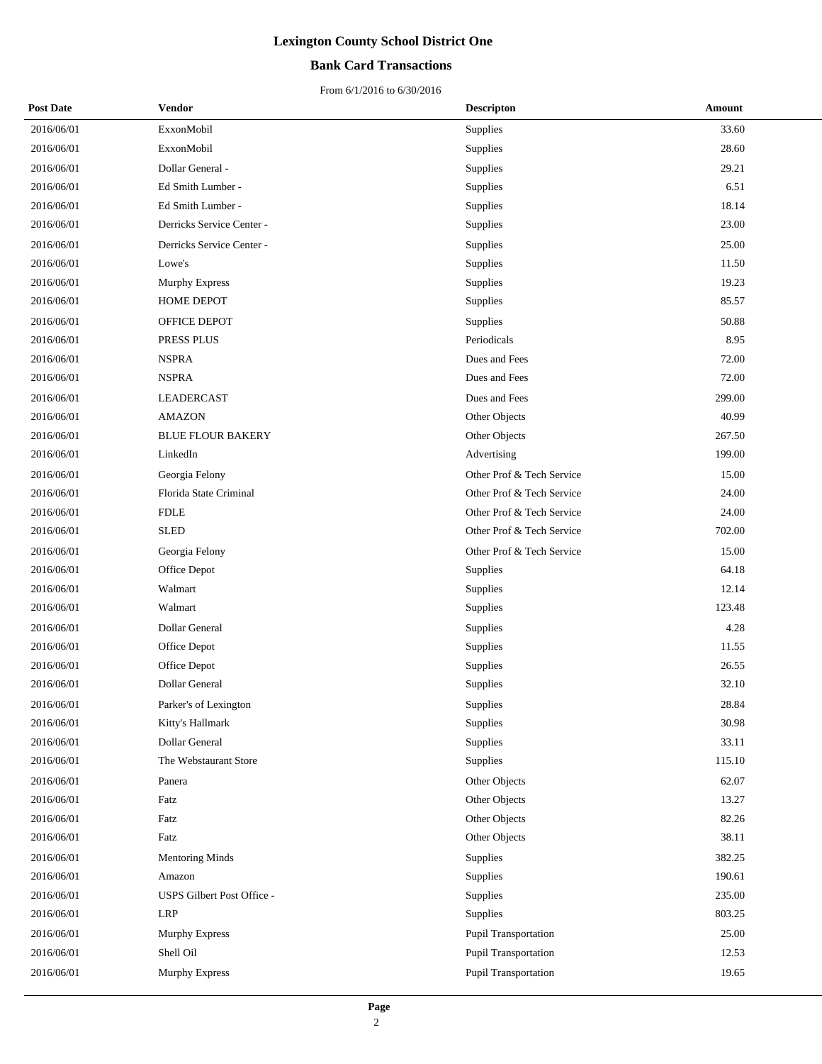# Lexington County School District One

## Bank Card Transactions

From 6/1/2016 to 6/30/2016

| Post Date | Vendor | Descripton | Amount |
|---|---|---|---|
| 2016/06/01 | ExxonMobil | Supplies | 33.60 |
| 2016/06/01 | ExxonMobil | Supplies | 28.60 |
| 2016/06/01 | Dollar General - | Supplies | 29.21 |
| 2016/06/01 | Ed Smith Lumber - | Supplies | 6.51 |
| 2016/06/01 | Ed Smith Lumber - | Supplies | 18.14 |
| 2016/06/01 | Derricks Service Center - | Supplies | 23.00 |
| 2016/06/01 | Derricks Service Center - | Supplies | 25.00 |
| 2016/06/01 | Lowe's | Supplies | 11.50 |
| 2016/06/01 | Murphy Express | Supplies | 19.23 |
| 2016/06/01 | HOME DEPOT | Supplies | 85.57 |
| 2016/06/01 | OFFICE DEPOT | Supplies | 50.88 |
| 2016/06/01 | PRESS PLUS | Periodicals | 8.95 |
| 2016/06/01 | NSPRA | Dues and Fees | 72.00 |
| 2016/06/01 | NSPRA | Dues and Fees | 72.00 |
| 2016/06/01 | LEADERCAST | Dues and Fees | 299.00 |
| 2016/06/01 | AMAZON | Other Objects | 40.99 |
| 2016/06/01 | BLUE FLOUR BAKERY | Other Objects | 267.50 |
| 2016/06/01 | LinkedIn | Advertising | 199.00 |
| 2016/06/01 | Georgia Felony | Other Prof & Tech Service | 15.00 |
| 2016/06/01 | Florida State Criminal | Other Prof & Tech Service | 24.00 |
| 2016/06/01 | FDLE | Other Prof & Tech Service | 24.00 |
| 2016/06/01 | SLED | Other Prof & Tech Service | 702.00 |
| 2016/06/01 | Georgia Felony | Other Prof & Tech Service | 15.00 |
| 2016/06/01 | Office Depot | Supplies | 64.18 |
| 2016/06/01 | Walmart | Supplies | 12.14 |
| 2016/06/01 | Walmart | Supplies | 123.48 |
| 2016/06/01 | Dollar General | Supplies | 4.28 |
| 2016/06/01 | Office Depot | Supplies | 11.55 |
| 2016/06/01 | Office Depot | Supplies | 26.55 |
| 2016/06/01 | Dollar General | Supplies | 32.10 |
| 2016/06/01 | Parker's of Lexington | Supplies | 28.84 |
| 2016/06/01 | Kitty's Hallmark | Supplies | 30.98 |
| 2016/06/01 | Dollar General | Supplies | 33.11 |
| 2016/06/01 | The Webstaurant Store | Supplies | 115.10 |
| 2016/06/01 | Panera | Other Objects | 62.07 |
| 2016/06/01 | Fatz | Other Objects | 13.27 |
| 2016/06/01 | Fatz | Other Objects | 82.26 |
| 2016/06/01 | Fatz | Other Objects | 38.11 |
| 2016/06/01 | Mentoring Minds | Supplies | 382.25 |
| 2016/06/01 | Amazon | Supplies | 190.61 |
| 2016/06/01 | USPS Gilbert Post Office - | Supplies | 235.00 |
| 2016/06/01 | LRP | Supplies | 803.25 |
| 2016/06/01 | Murphy Express | Pupil Transportation | 25.00 |
| 2016/06/01 | Shell Oil | Pupil Transportation | 12.53 |
| 2016/06/01 | Murphy Express | Pupil Transportation | 19.65 |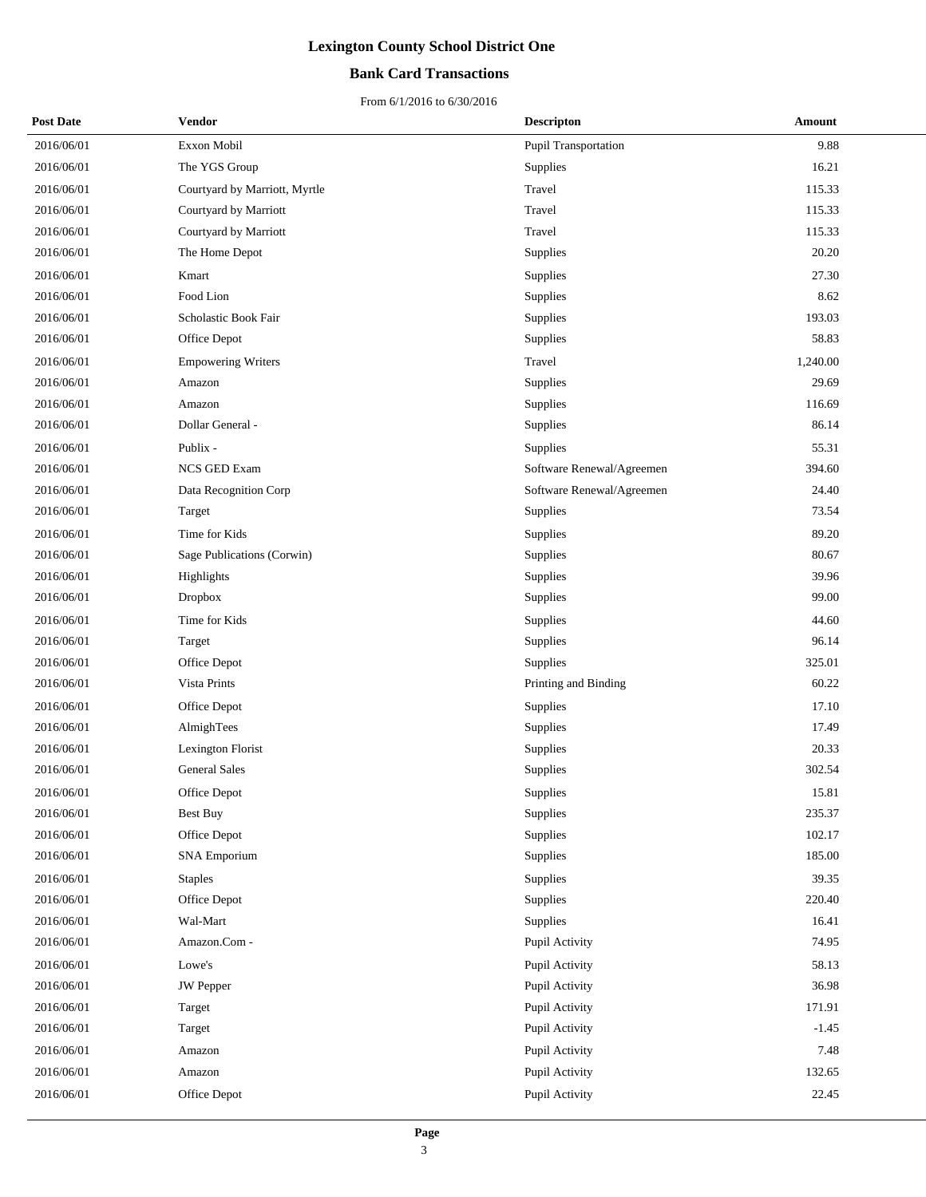# Lexington County School District One

## Bank Card Transactions

From 6/1/2016 to 6/30/2016

| Post Date | Vendor | Descripton | Amount |
|---|---|---|---|
| 2016/06/01 | Exxon Mobil | Pupil Transportation | 9.88 |
| 2016/06/01 | The YGS Group | Supplies | 16.21 |
| 2016/06/01 | Courtyard by Marriott, Myrtle | Travel | 115.33 |
| 2016/06/01 | Courtyard by Marriott | Travel | 115.33 |
| 2016/06/01 | Courtyard by Marriott | Travel | 115.33 |
| 2016/06/01 | The Home Depot | Supplies | 20.20 |
| 2016/06/01 | Kmart | Supplies | 27.30 |
| 2016/06/01 | Food Lion | Supplies | 8.62 |
| 2016/06/01 | Scholastic Book Fair | Supplies | 193.03 |
| 2016/06/01 | Office Depot | Supplies | 58.83 |
| 2016/06/01 | Empowering Writers | Travel | 1,240.00 |
| 2016/06/01 | Amazon | Supplies | 29.69 |
| 2016/06/01 | Amazon | Supplies | 116.69 |
| 2016/06/01 | Dollar General - | Supplies | 86.14 |
| 2016/06/01 | Publix - | Supplies | 55.31 |
| 2016/06/01 | NCS GED Exam | Software Renewal/Agreemen | 394.60 |
| 2016/06/01 | Data Recognition Corp | Software Renewal/Agreemen | 24.40 |
| 2016/06/01 | Target | Supplies | 73.54 |
| 2016/06/01 | Time for Kids | Supplies | 89.20 |
| 2016/06/01 | Sage Publications (Corwin) | Supplies | 80.67 |
| 2016/06/01 | Highlights | Supplies | 39.96 |
| 2016/06/01 | Dropbox | Supplies | 99.00 |
| 2016/06/01 | Time for Kids | Supplies | 44.60 |
| 2016/06/01 | Target | Supplies | 96.14 |
| 2016/06/01 | Office Depot | Supplies | 325.01 |
| 2016/06/01 | Vista Prints | Printing and Binding | 60.22 |
| 2016/06/01 | Office Depot | Supplies | 17.10 |
| 2016/06/01 | AlmighTees | Supplies | 17.49 |
| 2016/06/01 | Lexington Florist | Supplies | 20.33 |
| 2016/06/01 | General Sales | Supplies | 302.54 |
| 2016/06/01 | Office Depot | Supplies | 15.81 |
| 2016/06/01 | Best Buy | Supplies | 235.37 |
| 2016/06/01 | Office Depot | Supplies | 102.17 |
| 2016/06/01 | SNA Emporium | Supplies | 185.00 |
| 2016/06/01 | Staples | Supplies | 39.35 |
| 2016/06/01 | Office Depot | Supplies | 220.40 |
| 2016/06/01 | Wal-Mart | Supplies | 16.41 |
| 2016/06/01 | Amazon.Com - | Pupil Activity | 74.95 |
| 2016/06/01 | Lowe's | Pupil Activity | 58.13 |
| 2016/06/01 | JW Pepper | Pupil Activity | 36.98 |
| 2016/06/01 | Target | Pupil Activity | 171.91 |
| 2016/06/01 | Target | Pupil Activity | -1.45 |
| 2016/06/01 | Amazon | Pupil Activity | 7.48 |
| 2016/06/01 | Amazon | Pupil Activity | 132.65 |
| 2016/06/01 | Office Depot | Pupil Activity | 22.45 |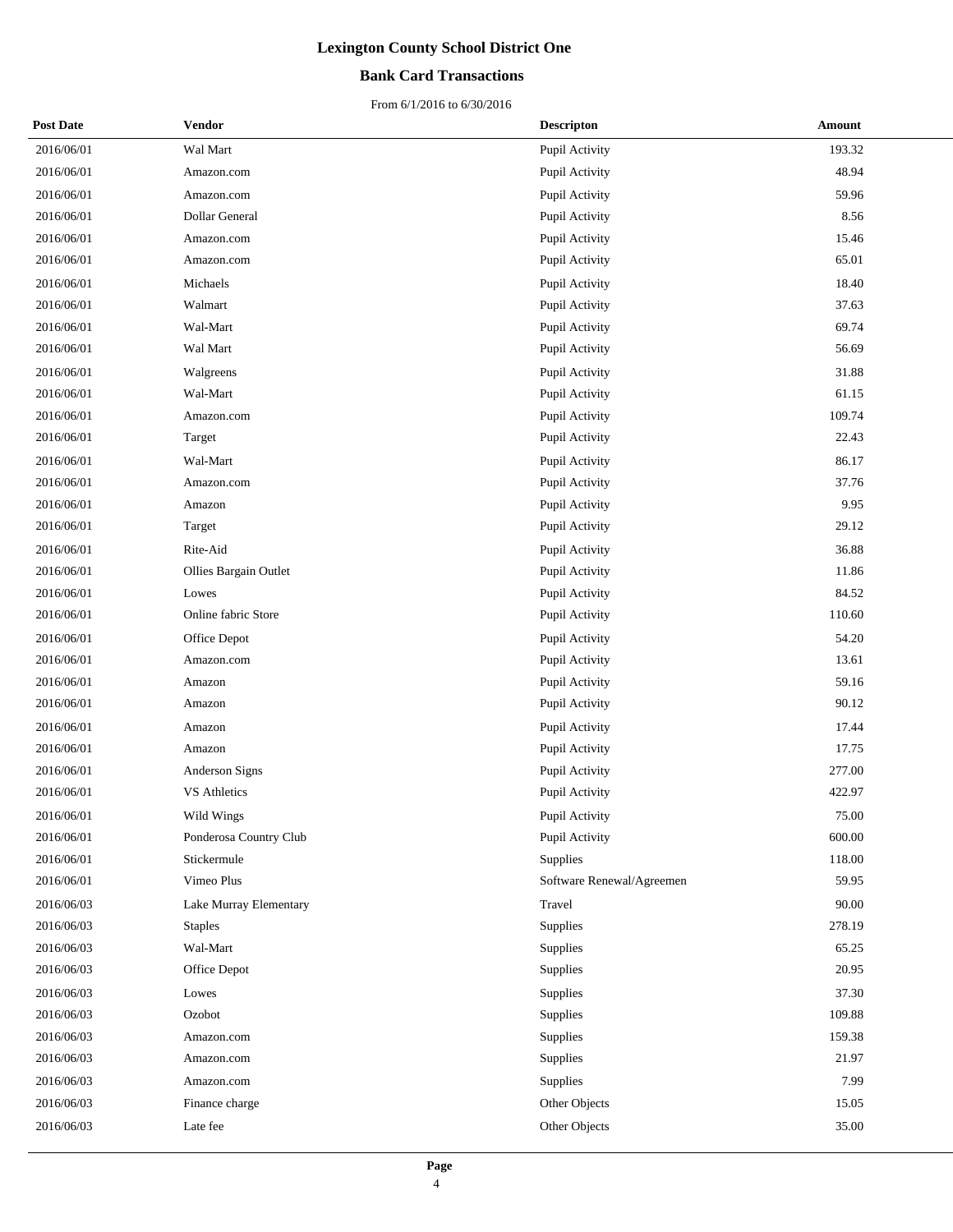# Lexington County School District One

## Bank Card Transactions

From 6/1/2016 to 6/30/2016

| Post Date | Vendor | Descripton | Amount |
|---|---|---|---|
| 2016/06/01 | Wal Mart | Pupil Activity | 193.32 |
| 2016/06/01 | Amazon.com | Pupil Activity | 48.94 |
| 2016/06/01 | Amazon.com | Pupil Activity | 59.96 |
| 2016/06/01 | Dollar General | Pupil Activity | 8.56 |
| 2016/06/01 | Amazon.com | Pupil Activity | 15.46 |
| 2016/06/01 | Amazon.com | Pupil Activity | 65.01 |
| 2016/06/01 | Michaels | Pupil Activity | 18.40 |
| 2016/06/01 | Walmart | Pupil Activity | 37.63 |
| 2016/06/01 | Wal-Mart | Pupil Activity | 69.74 |
| 2016/06/01 | Wal Mart | Pupil Activity | 56.69 |
| 2016/06/01 | Walgreens | Pupil Activity | 31.88 |
| 2016/06/01 | Wal-Mart | Pupil Activity | 61.15 |
| 2016/06/01 | Amazon.com | Pupil Activity | 109.74 |
| 2016/06/01 | Target | Pupil Activity | 22.43 |
| 2016/06/01 | Wal-Mart | Pupil Activity | 86.17 |
| 2016/06/01 | Amazon.com | Pupil Activity | 37.76 |
| 2016/06/01 | Amazon | Pupil Activity | 9.95 |
| 2016/06/01 | Target | Pupil Activity | 29.12 |
| 2016/06/01 | Rite-Aid | Pupil Activity | 36.88 |
| 2016/06/01 | Ollies Bargain Outlet | Pupil Activity | 11.86 |
| 2016/06/01 | Lowes | Pupil Activity | 84.52 |
| 2016/06/01 | Online fabric Store | Pupil Activity | 110.60 |
| 2016/06/01 | Office Depot | Pupil Activity | 54.20 |
| 2016/06/01 | Amazon.com | Pupil Activity | 13.61 |
| 2016/06/01 | Amazon | Pupil Activity | 59.16 |
| 2016/06/01 | Amazon | Pupil Activity | 90.12 |
| 2016/06/01 | Amazon | Pupil Activity | 17.44 |
| 2016/06/01 | Amazon | Pupil Activity | 17.75 |
| 2016/06/01 | Anderson Signs | Pupil Activity | 277.00 |
| 2016/06/01 | VS Athletics | Pupil Activity | 422.97 |
| 2016/06/01 | Wild Wings | Pupil Activity | 75.00 |
| 2016/06/01 | Ponderosa Country Club | Pupil Activity | 600.00 |
| 2016/06/01 | Stickermule | Supplies | 118.00 |
| 2016/06/01 | Vimeo Plus | Software Renewal/Agreemen | 59.95 |
| 2016/06/03 | Lake Murray Elementary | Travel | 90.00 |
| 2016/06/03 | Staples | Supplies | 278.19 |
| 2016/06/03 | Wal-Mart | Supplies | 65.25 |
| 2016/06/03 | Office Depot | Supplies | 20.95 |
| 2016/06/03 | Lowes | Supplies | 37.30 |
| 2016/06/03 | Ozobot | Supplies | 109.88 |
| 2016/06/03 | Amazon.com | Supplies | 159.38 |
| 2016/06/03 | Amazon.com | Supplies | 21.97 |
| 2016/06/03 | Amazon.com | Supplies | 7.99 |
| 2016/06/03 | Finance charge | Other Objects | 15.05 |
| 2016/06/03 | Late fee | Other Objects | 35.00 |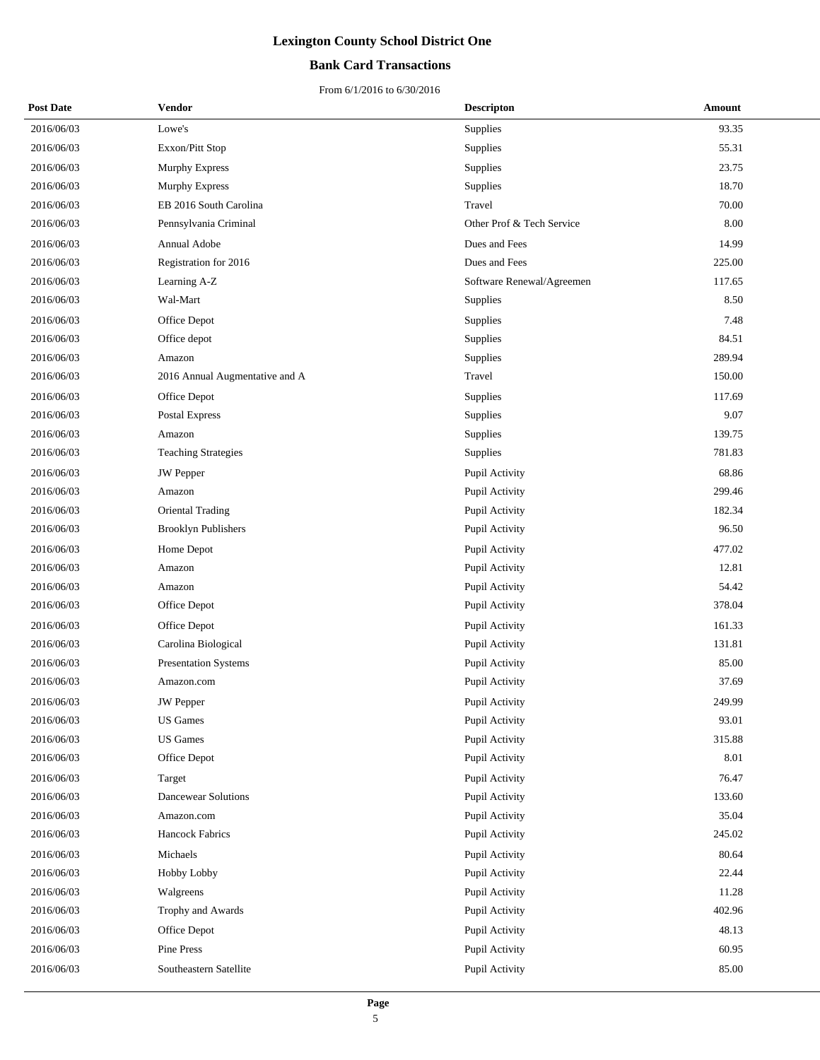# Lexington County School District One

## Bank Card Transactions

From 6/1/2016 to 6/30/2016

| Post Date | Vendor | Descripton | Amount |
|---|---|---|---|
| 2016/06/03 | Lowe's | Supplies | 93.35 |
| 2016/06/03 | Exxon/Pitt Stop | Supplies | 55.31 |
| 2016/06/03 | Murphy Express | Supplies | 23.75 |
| 2016/06/03 | Murphy Express | Supplies | 18.70 |
| 2016/06/03 | EB 2016 South Carolina | Travel | 70.00 |
| 2016/06/03 | Pennsylvania Criminal | Other Prof & Tech Service | 8.00 |
| 2016/06/03 | Annual Adobe | Dues and Fees | 14.99 |
| 2016/06/03 | Registration for 2016 | Dues and Fees | 225.00 |
| 2016/06/03 | Learning A-Z | Software Renewal/Agreemen | 117.65 |
| 2016/06/03 | Wal-Mart | Supplies | 8.50 |
| 2016/06/03 | Office Depot | Supplies | 7.48 |
| 2016/06/03 | Office depot | Supplies | 84.51 |
| 2016/06/03 | Amazon | Supplies | 289.94 |
| 2016/06/03 | 2016 Annual Augmentative and A | Travel | 150.00 |
| 2016/06/03 | Office Depot | Supplies | 117.69 |
| 2016/06/03 | Postal Express | Supplies | 9.07 |
| 2016/06/03 | Amazon | Supplies | 139.75 |
| 2016/06/03 | Teaching Strategies | Supplies | 781.83 |
| 2016/06/03 | JW Pepper | Pupil Activity | 68.86 |
| 2016/06/03 | Amazon | Pupil Activity | 299.46 |
| 2016/06/03 | Oriental Trading | Pupil Activity | 182.34 |
| 2016/06/03 | Brooklyn Publishers | Pupil Activity | 96.50 |
| 2016/06/03 | Home Depot | Pupil Activity | 477.02 |
| 2016/06/03 | Amazon | Pupil Activity | 12.81 |
| 2016/06/03 | Amazon | Pupil Activity | 54.42 |
| 2016/06/03 | Office Depot | Pupil Activity | 378.04 |
| 2016/06/03 | Office Depot | Pupil Activity | 161.33 |
| 2016/06/03 | Carolina Biological | Pupil Activity | 131.81 |
| 2016/06/03 | Presentation Systems | Pupil Activity | 85.00 |
| 2016/06/03 | Amazon.com | Pupil Activity | 37.69 |
| 2016/06/03 | JW Pepper | Pupil Activity | 249.99 |
| 2016/06/03 | US Games | Pupil Activity | 93.01 |
| 2016/06/03 | US Games | Pupil Activity | 315.88 |
| 2016/06/03 | Office Depot | Pupil Activity | 8.01 |
| 2016/06/03 | Target | Pupil Activity | 76.47 |
| 2016/06/03 | Dancewear Solutions | Pupil Activity | 133.60 |
| 2016/06/03 | Amazon.com | Pupil Activity | 35.04 |
| 2016/06/03 | Hancock Fabrics | Pupil Activity | 245.02 |
| 2016/06/03 | Michaels | Pupil Activity | 80.64 |
| 2016/06/03 | Hobby Lobby | Pupil Activity | 22.44 |
| 2016/06/03 | Walgreens | Pupil Activity | 11.28 |
| 2016/06/03 | Trophy and Awards | Pupil Activity | 402.96 |
| 2016/06/03 | Office Depot | Pupil Activity | 48.13 |
| 2016/06/03 | Pine Press | Pupil Activity | 60.95 |
| 2016/06/03 | Southeastern Satellite | Pupil Activity | 85.00 |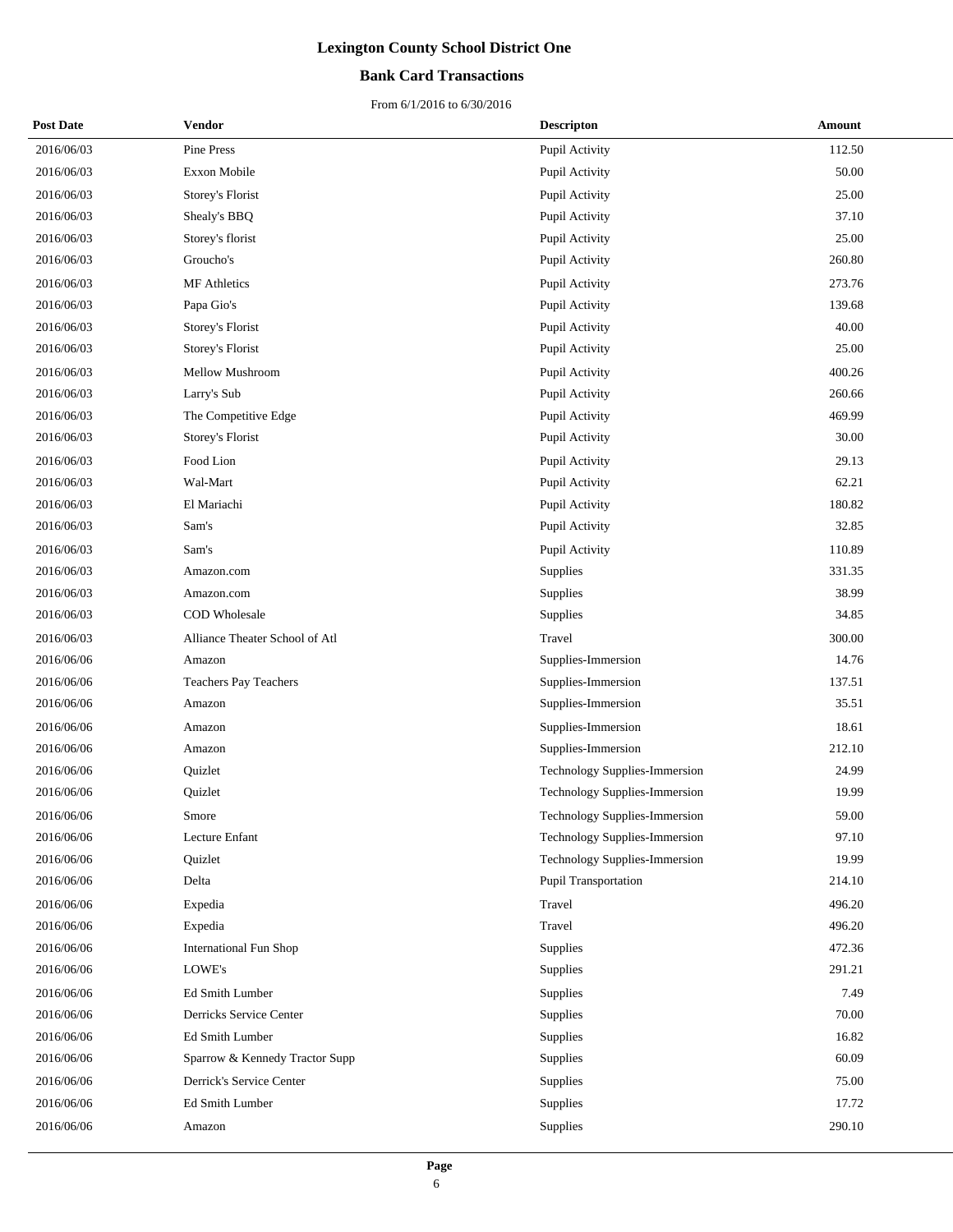# Lexington County School District One

## Bank Card Transactions

From 6/1/2016 to 6/30/2016

| Post Date | Vendor | Descripton | Amount |
|---|---|---|---|
| 2016/06/03 | Pine Press | Pupil Activity | 112.50 |
| 2016/06/03 | Exxon Mobile | Pupil Activity | 50.00 |
| 2016/06/03 | Storey's Florist | Pupil Activity | 25.00 |
| 2016/06/03 | Shealy's BBQ | Pupil Activity | 37.10 |
| 2016/06/03 | Storey's florist | Pupil Activity | 25.00 |
| 2016/06/03 | Groucho's | Pupil Activity | 260.80 |
| 2016/06/03 | MF Athletics | Pupil Activity | 273.76 |
| 2016/06/03 | Papa Gio's | Pupil Activity | 139.68 |
| 2016/06/03 | Storey's Florist | Pupil Activity | 40.00 |
| 2016/06/03 | Storey's Florist | Pupil Activity | 25.00 |
| 2016/06/03 | Mellow Mushroom | Pupil Activity | 400.26 |
| 2016/06/03 | Larry's Sub | Pupil Activity | 260.66 |
| 2016/06/03 | The Competitive Edge | Pupil Activity | 469.99 |
| 2016/06/03 | Storey's Florist | Pupil Activity | 30.00 |
| 2016/06/03 | Food Lion | Pupil Activity | 29.13 |
| 2016/06/03 | Wal-Mart | Pupil Activity | 62.21 |
| 2016/06/03 | El Mariachi | Pupil Activity | 180.82 |
| 2016/06/03 | Sam's | Pupil Activity | 32.85 |
| 2016/06/03 | Sam's | Pupil Activity | 110.89 |
| 2016/06/03 | Amazon.com | Supplies | 331.35 |
| 2016/06/03 | Amazon.com | Supplies | 38.99 |
| 2016/06/03 | COD Wholesale | Supplies | 34.85 |
| 2016/06/03 | Alliance Theater School of Atl | Travel | 300.00 |
| 2016/06/06 | Amazon | Supplies-Immersion | 14.76 |
| 2016/06/06 | Teachers Pay Teachers | Supplies-Immersion | 137.51 |
| 2016/06/06 | Amazon | Supplies-Immersion | 35.51 |
| 2016/06/06 | Amazon | Supplies-Immersion | 18.61 |
| 2016/06/06 | Amazon | Supplies-Immersion | 212.10 |
| 2016/06/06 | Quizlet | Technology Supplies-Immersion | 24.99 |
| 2016/06/06 | Quizlet | Technology Supplies-Immersion | 19.99 |
| 2016/06/06 | Smore | Technology Supplies-Immersion | 59.00 |
| 2016/06/06 | Lecture Enfant | Technology Supplies-Immersion | 97.10 |
| 2016/06/06 | Quizlet | Technology Supplies-Immersion | 19.99 |
| 2016/06/06 | Delta | Pupil Transportation | 214.10 |
| 2016/06/06 | Expedia | Travel | 496.20 |
| 2016/06/06 | Expedia | Travel | 496.20 |
| 2016/06/06 | International Fun Shop | Supplies | 472.36 |
| 2016/06/06 | LOWE's | Supplies | 291.21 |
| 2016/06/06 | Ed Smith Lumber | Supplies | 7.49 |
| 2016/06/06 | Derricks Service Center | Supplies | 70.00 |
| 2016/06/06 | Ed Smith Lumber | Supplies | 16.82 |
| 2016/06/06 | Sparrow & Kennedy Tractor Supp | Supplies | 60.09 |
| 2016/06/06 | Derrick's Service Center | Supplies | 75.00 |
| 2016/06/06 | Ed Smith Lumber | Supplies | 17.72 |
| 2016/06/06 | Amazon | Supplies | 290.10 |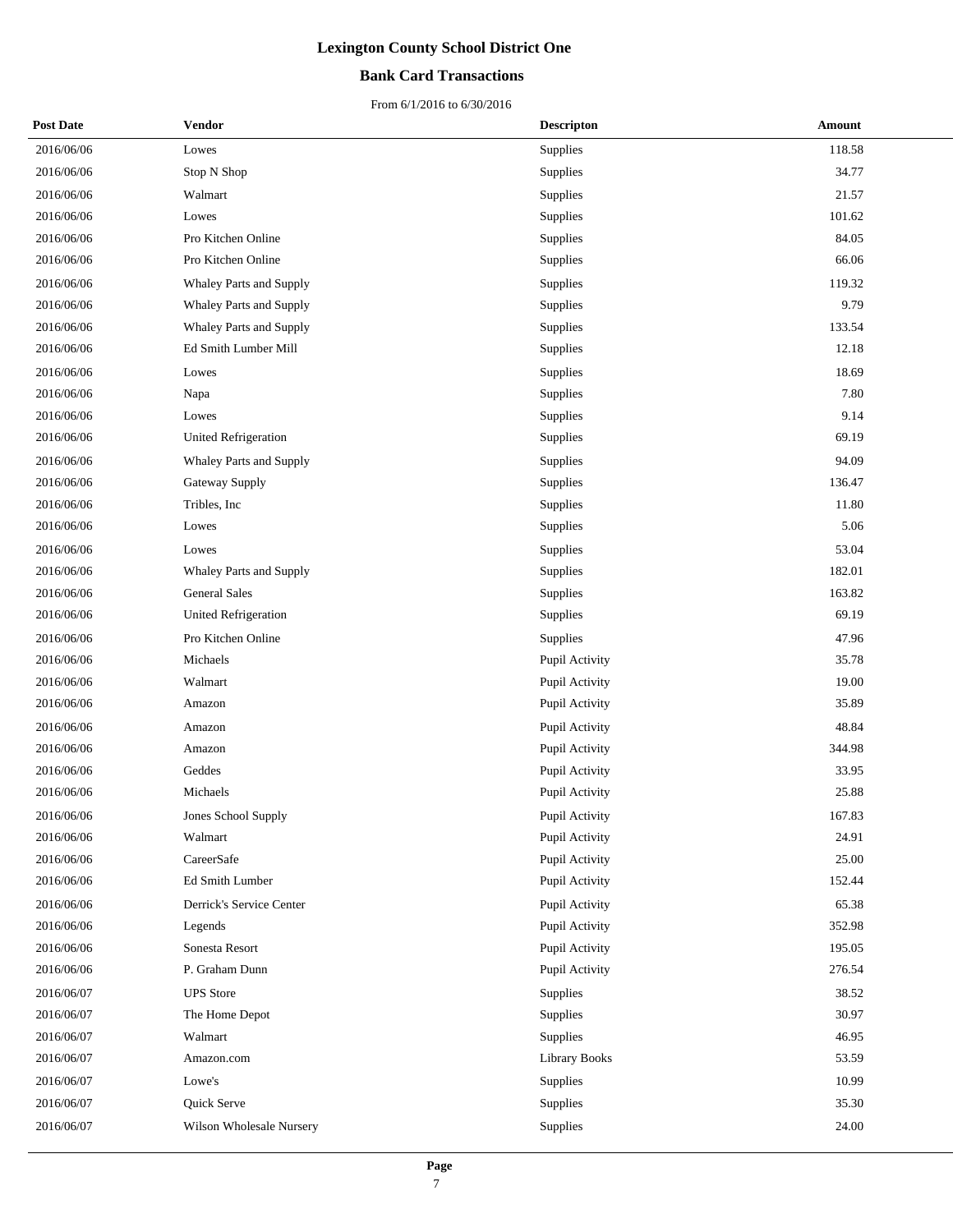# Lexington County School District One

## Bank Card Transactions

From 6/1/2016 to 6/30/2016

| Post Date | Vendor | Descripton | Amount |
|---|---|---|---|
| 2016/06/06 | Lowes | Supplies | 118.58 |
| 2016/06/06 | Stop N Shop | Supplies | 34.77 |
| 2016/06/06 | Walmart | Supplies | 21.57 |
| 2016/06/06 | Lowes | Supplies | 101.62 |
| 2016/06/06 | Pro Kitchen Online | Supplies | 84.05 |
| 2016/06/06 | Pro Kitchen Online | Supplies | 66.06 |
| 2016/06/06 | Whaley Parts and Supply | Supplies | 119.32 |
| 2016/06/06 | Whaley Parts and Supply | Supplies | 9.79 |
| 2016/06/06 | Whaley Parts and Supply | Supplies | 133.54 |
| 2016/06/06 | Ed Smith Lumber Mill | Supplies | 12.18 |
| 2016/06/06 | Lowes | Supplies | 18.69 |
| 2016/06/06 | Napa | Supplies | 7.80 |
| 2016/06/06 | Lowes | Supplies | 9.14 |
| 2016/06/06 | United Refrigeration | Supplies | 69.19 |
| 2016/06/06 | Whaley Parts and Supply | Supplies | 94.09 |
| 2016/06/06 | Gateway Supply | Supplies | 136.47 |
| 2016/06/06 | Tribles, Inc | Supplies | 11.80 |
| 2016/06/06 | Lowes | Supplies | 5.06 |
| 2016/06/06 | Lowes | Supplies | 53.04 |
| 2016/06/06 | Whaley Parts and Supply | Supplies | 182.01 |
| 2016/06/06 | General Sales | Supplies | 163.82 |
| 2016/06/06 | United Refrigeration | Supplies | 69.19 |
| 2016/06/06 | Pro Kitchen Online | Supplies | 47.96 |
| 2016/06/06 | Michaels | Pupil Activity | 35.78 |
| 2016/06/06 | Walmart | Pupil Activity | 19.00 |
| 2016/06/06 | Amazon | Pupil Activity | 35.89 |
| 2016/06/06 | Amazon | Pupil Activity | 48.84 |
| 2016/06/06 | Amazon | Pupil Activity | 344.98 |
| 2016/06/06 | Geddes | Pupil Activity | 33.95 |
| 2016/06/06 | Michaels | Pupil Activity | 25.88 |
| 2016/06/06 | Jones School Supply | Pupil Activity | 167.83 |
| 2016/06/06 | Walmart | Pupil Activity | 24.91 |
| 2016/06/06 | CareerSafe | Pupil Activity | 25.00 |
| 2016/06/06 | Ed Smith Lumber | Pupil Activity | 152.44 |
| 2016/06/06 | Derrick's Service Center | Pupil Activity | 65.38 |
| 2016/06/06 | Legends | Pupil Activity | 352.98 |
| 2016/06/06 | Sonesta Resort | Pupil Activity | 195.05 |
| 2016/06/06 | P. Graham Dunn | Pupil Activity | 276.54 |
| 2016/06/07 | UPS Store | Supplies | 38.52 |
| 2016/06/07 | The Home Depot | Supplies | 30.97 |
| 2016/06/07 | Walmart | Supplies | 46.95 |
| 2016/06/07 | Amazon.com | Library Books | 53.59 |
| 2016/06/07 | Lowe's | Supplies | 10.99 |
| 2016/06/07 | Quick Serve | Supplies | 35.30 |
| 2016/06/07 | Wilson Wholesale Nursery | Supplies | 24.00 |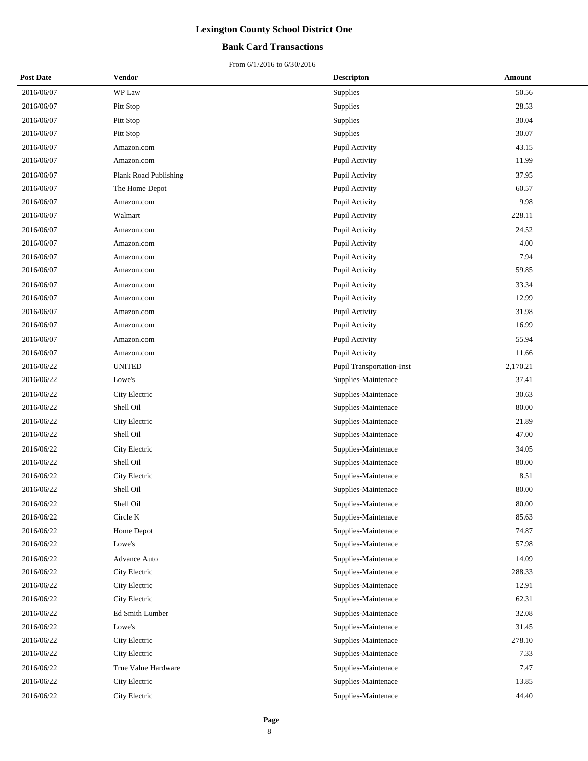# Lexington County School District One

## Bank Card Transactions

From 6/1/2016 to 6/30/2016

| Post Date | Vendor | Descripton | Amount |
|---|---|---|---|
| 2016/06/07 | WP Law | Supplies | 50.56 |
| 2016/06/07 | Pitt Stop | Supplies | 28.53 |
| 2016/06/07 | Pitt Stop | Supplies | 30.04 |
| 2016/06/07 | Pitt Stop | Supplies | 30.07 |
| 2016/06/07 | Amazon.com | Pupil Activity | 43.15 |
| 2016/06/07 | Amazon.com | Pupil Activity | 11.99 |
| 2016/06/07 | Plank Road Publishing | Pupil Activity | 37.95 |
| 2016/06/07 | The Home Depot | Pupil Activity | 60.57 |
| 2016/06/07 | Amazon.com | Pupil Activity | 9.98 |
| 2016/06/07 | Walmart | Pupil Activity | 228.11 |
| 2016/06/07 | Amazon.com | Pupil Activity | 24.52 |
| 2016/06/07 | Amazon.com | Pupil Activity | 4.00 |
| 2016/06/07 | Amazon.com | Pupil Activity | 7.94 |
| 2016/06/07 | Amazon.com | Pupil Activity | 59.85 |
| 2016/06/07 | Amazon.com | Pupil Activity | 33.34 |
| 2016/06/07 | Amazon.com | Pupil Activity | 12.99 |
| 2016/06/07 | Amazon.com | Pupil Activity | 31.98 |
| 2016/06/07 | Amazon.com | Pupil Activity | 16.99 |
| 2016/06/07 | Amazon.com | Pupil Activity | 55.94 |
| 2016/06/07 | Amazon.com | Pupil Activity | 11.66 |
| 2016/06/22 | UNITED | Pupil Transportation-Inst | 2,170.21 |
| 2016/06/22 | Lowe's | Supplies-Maintenace | 37.41 |
| 2016/06/22 | City Electric | Supplies-Maintenace | 30.63 |
| 2016/06/22 | Shell Oil | Supplies-Maintenace | 80.00 |
| 2016/06/22 | City Electric | Supplies-Maintenace | 21.89 |
| 2016/06/22 | Shell Oil | Supplies-Maintenace | 47.00 |
| 2016/06/22 | City Electric | Supplies-Maintenace | 34.05 |
| 2016/06/22 | Shell Oil | Supplies-Maintenace | 80.00 |
| 2016/06/22 | City Electric | Supplies-Maintenace | 8.51 |
| 2016/06/22 | Shell Oil | Supplies-Maintenace | 80.00 |
| 2016/06/22 | Shell Oil | Supplies-Maintenace | 80.00 |
| 2016/06/22 | Circle K | Supplies-Maintenace | 85.63 |
| 2016/06/22 | Home Depot | Supplies-Maintenace | 74.87 |
| 2016/06/22 | Lowe's | Supplies-Maintenace | 57.98 |
| 2016/06/22 | Advance Auto | Supplies-Maintenace | 14.09 |
| 2016/06/22 | City Electric | Supplies-Maintenace | 288.33 |
| 2016/06/22 | City Electric | Supplies-Maintenace | 12.91 |
| 2016/06/22 | City Electric | Supplies-Maintenace | 62.31 |
| 2016/06/22 | Ed Smith Lumber | Supplies-Maintenace | 32.08 |
| 2016/06/22 | Lowe's | Supplies-Maintenace | 31.45 |
| 2016/06/22 | City Electric | Supplies-Maintenace | 278.10 |
| 2016/06/22 | City Electric | Supplies-Maintenace | 7.33 |
| 2016/06/22 | True Value Hardware | Supplies-Maintenace | 7.47 |
| 2016/06/22 | City Electric | Supplies-Maintenace | 13.85 |
| 2016/06/22 | City Electric | Supplies-Maintenace | 44.40 |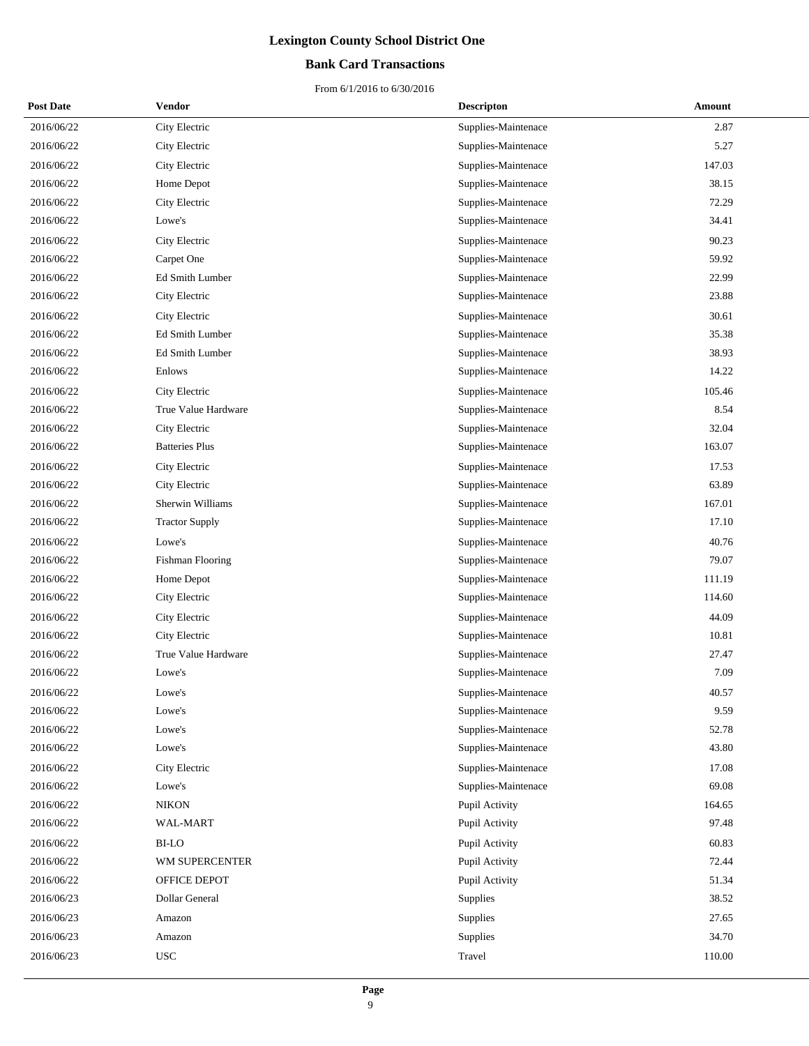# Lexington County School District One

## Bank Card Transactions

From 6/1/2016 to 6/30/2016

| Post Date | Vendor | Descripton | Amount |
|---|---|---|---|
| 2016/06/22 | City Electric | Supplies-Maintenace | 2.87 |
| 2016/06/22 | City Electric | Supplies-Maintenace | 5.27 |
| 2016/06/22 | City Electric | Supplies-Maintenace | 147.03 |
| 2016/06/22 | Home Depot | Supplies-Maintenace | 38.15 |
| 2016/06/22 | City Electric | Supplies-Maintenace | 72.29 |
| 2016/06/22 | Lowe's | Supplies-Maintenace | 34.41 |
| 2016/06/22 | City Electric | Supplies-Maintenace | 90.23 |
| 2016/06/22 | Carpet One | Supplies-Maintenace | 59.92 |
| 2016/06/22 | Ed Smith Lumber | Supplies-Maintenace | 22.99 |
| 2016/06/22 | City Electric | Supplies-Maintenace | 23.88 |
| 2016/06/22 | City Electric | Supplies-Maintenace | 30.61 |
| 2016/06/22 | Ed Smith Lumber | Supplies-Maintenace | 35.38 |
| 2016/06/22 | Ed Smith Lumber | Supplies-Maintenace | 38.93 |
| 2016/06/22 | Enlows | Supplies-Maintenace | 14.22 |
| 2016/06/22 | City Electric | Supplies-Maintenace | 105.46 |
| 2016/06/22 | True Value Hardware | Supplies-Maintenace | 8.54 |
| 2016/06/22 | City Electric | Supplies-Maintenace | 32.04 |
| 2016/06/22 | Batteries Plus | Supplies-Maintenace | 163.07 |
| 2016/06/22 | City Electric | Supplies-Maintenace | 17.53 |
| 2016/06/22 | City Electric | Supplies-Maintenace | 63.89 |
| 2016/06/22 | Sherwin Williams | Supplies-Maintenace | 167.01 |
| 2016/06/22 | Tractor Supply | Supplies-Maintenace | 17.10 |
| 2016/06/22 | Lowe's | Supplies-Maintenace | 40.76 |
| 2016/06/22 | Fishman Flooring | Supplies-Maintenace | 79.07 |
| 2016/06/22 | Home Depot | Supplies-Maintenace | 111.19 |
| 2016/06/22 | City Electric | Supplies-Maintenace | 114.60 |
| 2016/06/22 | City Electric | Supplies-Maintenace | 44.09 |
| 2016/06/22 | City Electric | Supplies-Maintenace | 10.81 |
| 2016/06/22 | True Value Hardware | Supplies-Maintenace | 27.47 |
| 2016/06/22 | Lowe's | Supplies-Maintenace | 7.09 |
| 2016/06/22 | Lowe's | Supplies-Maintenace | 40.57 |
| 2016/06/22 | Lowe's | Supplies-Maintenace | 9.59 |
| 2016/06/22 | Lowe's | Supplies-Maintenace | 52.78 |
| 2016/06/22 | Lowe's | Supplies-Maintenace | 43.80 |
| 2016/06/22 | City Electric | Supplies-Maintenace | 17.08 |
| 2016/06/22 | Lowe's | Supplies-Maintenace | 69.08 |
| 2016/06/22 | NIKON | Pupil Activity | 164.65 |
| 2016/06/22 | WAL-MART | Pupil Activity | 97.48 |
| 2016/06/22 | BI-LO | Pupil Activity | 60.83 |
| 2016/06/22 | WM SUPERCENTER | Pupil Activity | 72.44 |
| 2016/06/22 | OFFICE DEPOT | Pupil Activity | 51.34 |
| 2016/06/23 | Dollar General | Supplies | 38.52 |
| 2016/06/23 | Amazon | Supplies | 27.65 |
| 2016/06/23 | Amazon | Supplies | 34.70 |
| 2016/06/23 | USC | Travel | 110.00 |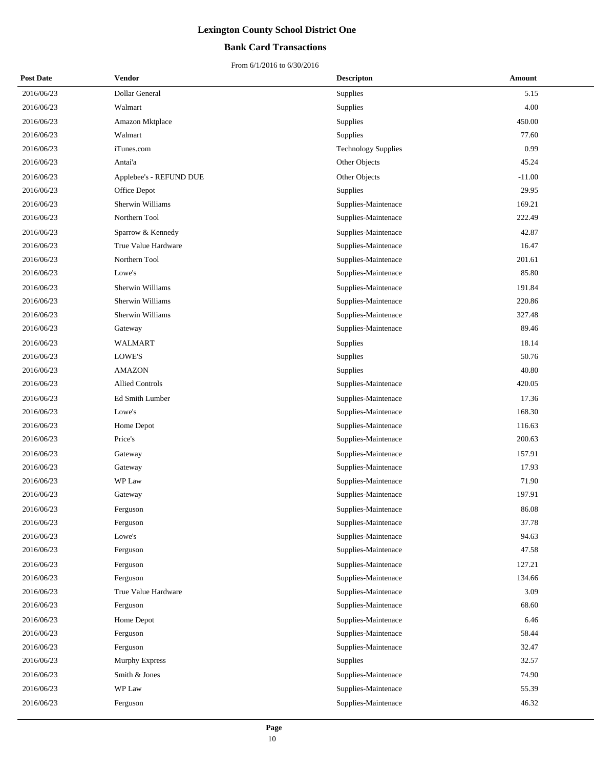# Lexington County School District One

## Bank Card Transactions

From 6/1/2016 to 6/30/2016

| Post Date | Vendor | Descripton | Amount |
|---|---|---|---|
| 2016/06/23 | Dollar General | Supplies | 5.15 |
| 2016/06/23 | Walmart | Supplies | 4.00 |
| 2016/06/23 | Amazon Mktplace | Supplies | 450.00 |
| 2016/06/23 | Walmart | Supplies | 77.60 |
| 2016/06/23 | iTunes.com | Technology Supplies | 0.99 |
| 2016/06/23 | Antai'a | Other Objects | 45.24 |
| 2016/06/23 | Applebee's - REFUND DUE | Other Objects | -11.00 |
| 2016/06/23 | Office Depot | Supplies | 29.95 |
| 2016/06/23 | Sherwin Williams | Supplies-Maintenace | 169.21 |
| 2016/06/23 | Northern Tool | Supplies-Maintenace | 222.49 |
| 2016/06/23 | Sparrow & Kennedy | Supplies-Maintenace | 42.87 |
| 2016/06/23 | True Value Hardware | Supplies-Maintenace | 16.47 |
| 2016/06/23 | Northern Tool | Supplies-Maintenace | 201.61 |
| 2016/06/23 | Lowe's | Supplies-Maintenace | 85.80 |
| 2016/06/23 | Sherwin Williams | Supplies-Maintenace | 191.84 |
| 2016/06/23 | Sherwin Williams | Supplies-Maintenace | 220.86 |
| 2016/06/23 | Sherwin Williams | Supplies-Maintenace | 327.48 |
| 2016/06/23 | Gateway | Supplies-Maintenace | 89.46 |
| 2016/06/23 | WALMART | Supplies | 18.14 |
| 2016/06/23 | LOWE'S | Supplies | 50.76 |
| 2016/06/23 | AMAZON | Supplies | 40.80 |
| 2016/06/23 | Allied Controls | Supplies-Maintenace | 420.05 |
| 2016/06/23 | Ed Smith Lumber | Supplies-Maintenace | 17.36 |
| 2016/06/23 | Lowe's | Supplies-Maintenace | 168.30 |
| 2016/06/23 | Home Depot | Supplies-Maintenace | 116.63 |
| 2016/06/23 | Price's | Supplies-Maintenace | 200.63 |
| 2016/06/23 | Gateway | Supplies-Maintenace | 157.91 |
| 2016/06/23 | Gateway | Supplies-Maintenace | 17.93 |
| 2016/06/23 | WP Law | Supplies-Maintenace | 71.90 |
| 2016/06/23 | Gateway | Supplies-Maintenace | 197.91 |
| 2016/06/23 | Ferguson | Supplies-Maintenace | 86.08 |
| 2016/06/23 | Ferguson | Supplies-Maintenace | 37.78 |
| 2016/06/23 | Lowe's | Supplies-Maintenace | 94.63 |
| 2016/06/23 | Ferguson | Supplies-Maintenace | 47.58 |
| 2016/06/23 | Ferguson | Supplies-Maintenace | 127.21 |
| 2016/06/23 | Ferguson | Supplies-Maintenace | 134.66 |
| 2016/06/23 | True Value Hardware | Supplies-Maintenace | 3.09 |
| 2016/06/23 | Ferguson | Supplies-Maintenace | 68.60 |
| 2016/06/23 | Home Depot | Supplies-Maintenace | 6.46 |
| 2016/06/23 | Ferguson | Supplies-Maintenace | 58.44 |
| 2016/06/23 | Ferguson | Supplies-Maintenace | 32.47 |
| 2016/06/23 | Murphy Express | Supplies | 32.57 |
| 2016/06/23 | Smith & Jones | Supplies-Maintenace | 74.90 |
| 2016/06/23 | WP Law | Supplies-Maintenace | 55.39 |
| 2016/06/23 | Ferguson | Supplies-Maintenace | 46.32 |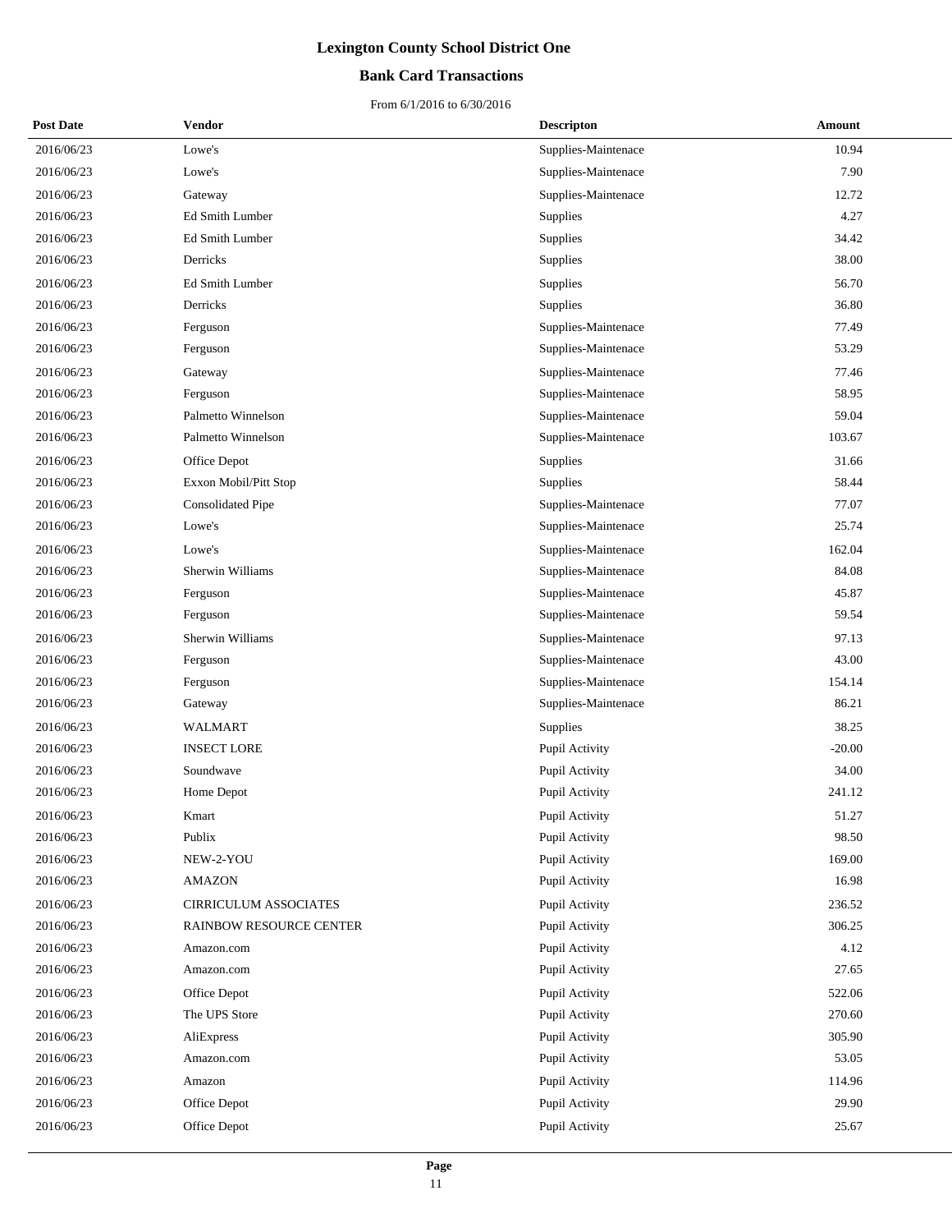# Lexington County School District One

## Bank Card Transactions

From 6/1/2016 to 6/30/2016

| Post Date | Vendor | Descripton | Amount |
|---|---|---|---|
| 2016/06/23 | Lowe's | Supplies-Maintenace | 10.94 |
| 2016/06/23 | Lowe's | Supplies-Maintenace | 7.90 |
| 2016/06/23 | Gateway | Supplies-Maintenace | 12.72 |
| 2016/06/23 | Ed Smith Lumber | Supplies | 4.27 |
| 2016/06/23 | Ed Smith Lumber | Supplies | 34.42 |
| 2016/06/23 | Derricks | Supplies | 38.00 |
| 2016/06/23 | Ed Smith Lumber | Supplies | 56.70 |
| 2016/06/23 | Derricks | Supplies | 36.80 |
| 2016/06/23 | Ferguson | Supplies-Maintenace | 77.49 |
| 2016/06/23 | Ferguson | Supplies-Maintenace | 53.29 |
| 2016/06/23 | Gateway | Supplies-Maintenace | 77.46 |
| 2016/06/23 | Ferguson | Supplies-Maintenace | 58.95 |
| 2016/06/23 | Palmetto Winnelson | Supplies-Maintenace | 59.04 |
| 2016/06/23 | Palmetto Winnelson | Supplies-Maintenace | 103.67 |
| 2016/06/23 | Office Depot | Supplies | 31.66 |
| 2016/06/23 | Exxon Mobil/Pitt Stop | Supplies | 58.44 |
| 2016/06/23 | Consolidated Pipe | Supplies-Maintenace | 77.07 |
| 2016/06/23 | Lowe's | Supplies-Maintenace | 25.74 |
| 2016/06/23 | Lowe's | Supplies-Maintenace | 162.04 |
| 2016/06/23 | Sherwin Williams | Supplies-Maintenace | 84.08 |
| 2016/06/23 | Ferguson | Supplies-Maintenace | 45.87 |
| 2016/06/23 | Ferguson | Supplies-Maintenace | 59.54 |
| 2016/06/23 | Sherwin Williams | Supplies-Maintenace | 97.13 |
| 2016/06/23 | Ferguson | Supplies-Maintenace | 43.00 |
| 2016/06/23 | Ferguson | Supplies-Maintenace | 154.14 |
| 2016/06/23 | Gateway | Supplies-Maintenace | 86.21 |
| 2016/06/23 | WALMART | Supplies | 38.25 |
| 2016/06/23 | INSECT LORE | Pupil Activity | -20.00 |
| 2016/06/23 | Soundwave | Pupil Activity | 34.00 |
| 2016/06/23 | Home Depot | Pupil Activity | 241.12 |
| 2016/06/23 | Kmart | Pupil Activity | 51.27 |
| 2016/06/23 | Publix | Pupil Activity | 98.50 |
| 2016/06/23 | NEW-2-YOU | Pupil Activity | 169.00 |
| 2016/06/23 | AMAZON | Pupil Activity | 16.98 |
| 2016/06/23 | CIRRICULUM ASSOCIATES | Pupil Activity | 236.52 |
| 2016/06/23 | RAINBOW RESOURCE CENTER | Pupil Activity | 306.25 |
| 2016/06/23 | Amazon.com | Pupil Activity | 4.12 |
| 2016/06/23 | Amazon.com | Pupil Activity | 27.65 |
| 2016/06/23 | Office Depot | Pupil Activity | 522.06 |
| 2016/06/23 | The UPS Store | Pupil Activity | 270.60 |
| 2016/06/23 | AliExpress | Pupil Activity | 305.90 |
| 2016/06/23 | Amazon.com | Pupil Activity | 53.05 |
| 2016/06/23 | Amazon | Pupil Activity | 114.96 |
| 2016/06/23 | Office Depot | Pupil Activity | 29.90 |
| 2016/06/23 | Office Depot | Pupil Activity | 25.67 |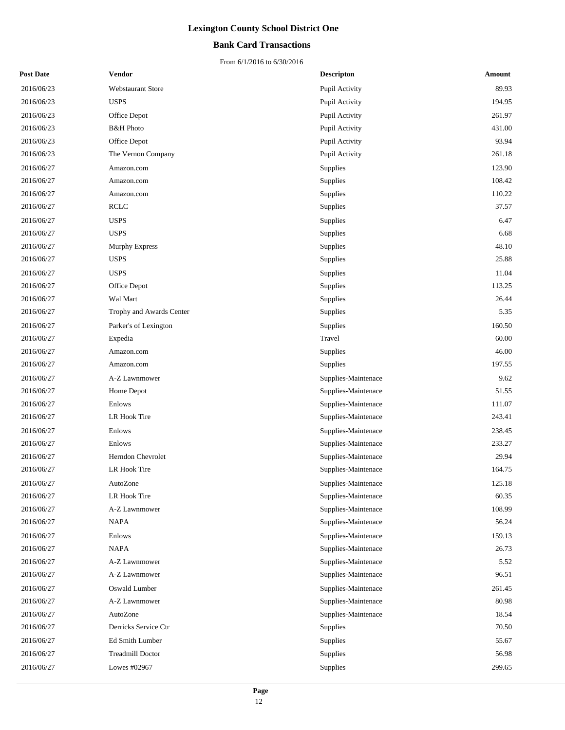# Lexington County School District One

## Bank Card Transactions

From 6/1/2016 to 6/30/2016

| Post Date | Vendor | Descripton | Amount |
|---|---|---|---|
| 2016/06/23 | Webstaurant Store | Pupil Activity | 89.93 |
| 2016/06/23 | USPS | Pupil Activity | 194.95 |
| 2016/06/23 | Office Depot | Pupil Activity | 261.97 |
| 2016/06/23 | B&H Photo | Pupil Activity | 431.00 |
| 2016/06/23 | Office Depot | Pupil Activity | 93.94 |
| 2016/06/23 | The Vernon Company | Pupil Activity | 261.18 |
| 2016/06/27 | Amazon.com | Supplies | 123.90 |
| 2016/06/27 | Amazon.com | Supplies | 108.42 |
| 2016/06/27 | Amazon.com | Supplies | 110.22 |
| 2016/06/27 | RCLC | Supplies | 37.57 |
| 2016/06/27 | USPS | Supplies | 6.47 |
| 2016/06/27 | USPS | Supplies | 6.68 |
| 2016/06/27 | Murphy Express | Supplies | 48.10 |
| 2016/06/27 | USPS | Supplies | 25.88 |
| 2016/06/27 | USPS | Supplies | 11.04 |
| 2016/06/27 | Office Depot | Supplies | 113.25 |
| 2016/06/27 | Wal Mart | Supplies | 26.44 |
| 2016/06/27 | Trophy and Awards Center | Supplies | 5.35 |
| 2016/06/27 | Parker's of Lexington | Supplies | 160.50 |
| 2016/06/27 | Expedia | Travel | 60.00 |
| 2016/06/27 | Amazon.com | Supplies | 46.00 |
| 2016/06/27 | Amazon.com | Supplies | 197.55 |
| 2016/06/27 | A-Z Lawnmower | Supplies-Maintenace | 9.62 |
| 2016/06/27 | Home Depot | Supplies-Maintenace | 51.55 |
| 2016/06/27 | Enlows | Supplies-Maintenace | 111.07 |
| 2016/06/27 | LR Hook Tire | Supplies-Maintenace | 243.41 |
| 2016/06/27 | Enlows | Supplies-Maintenace | 238.45 |
| 2016/06/27 | Enlows | Supplies-Maintenace | 233.27 |
| 2016/06/27 | Herndon Chevrolet | Supplies-Maintenace | 29.94 |
| 2016/06/27 | LR Hook Tire | Supplies-Maintenace | 164.75 |
| 2016/06/27 | AutoZone | Supplies-Maintenace | 125.18 |
| 2016/06/27 | LR Hook Tire | Supplies-Maintenace | 60.35 |
| 2016/06/27 | A-Z Lawnmower | Supplies-Maintenace | 108.99 |
| 2016/06/27 | NAPA | Supplies-Maintenace | 56.24 |
| 2016/06/27 | Enlows | Supplies-Maintenace | 159.13 |
| 2016/06/27 | NAPA | Supplies-Maintenace | 26.73 |
| 2016/06/27 | A-Z Lawnmower | Supplies-Maintenace | 5.52 |
| 2016/06/27 | A-Z Lawnmower | Supplies-Maintenace | 96.51 |
| 2016/06/27 | Oswald Lumber | Supplies-Maintenace | 261.45 |
| 2016/06/27 | A-Z Lawnmower | Supplies-Maintenace | 80.98 |
| 2016/06/27 | AutoZone | Supplies-Maintenace | 18.54 |
| 2016/06/27 | Derricks Service Ctr | Supplies | 70.50 |
| 2016/06/27 | Ed Smith Lumber | Supplies | 55.67 |
| 2016/06/27 | Treadmill Doctor | Supplies | 56.98 |
| 2016/06/27 | Lowes #02967 | Supplies | 299.65 |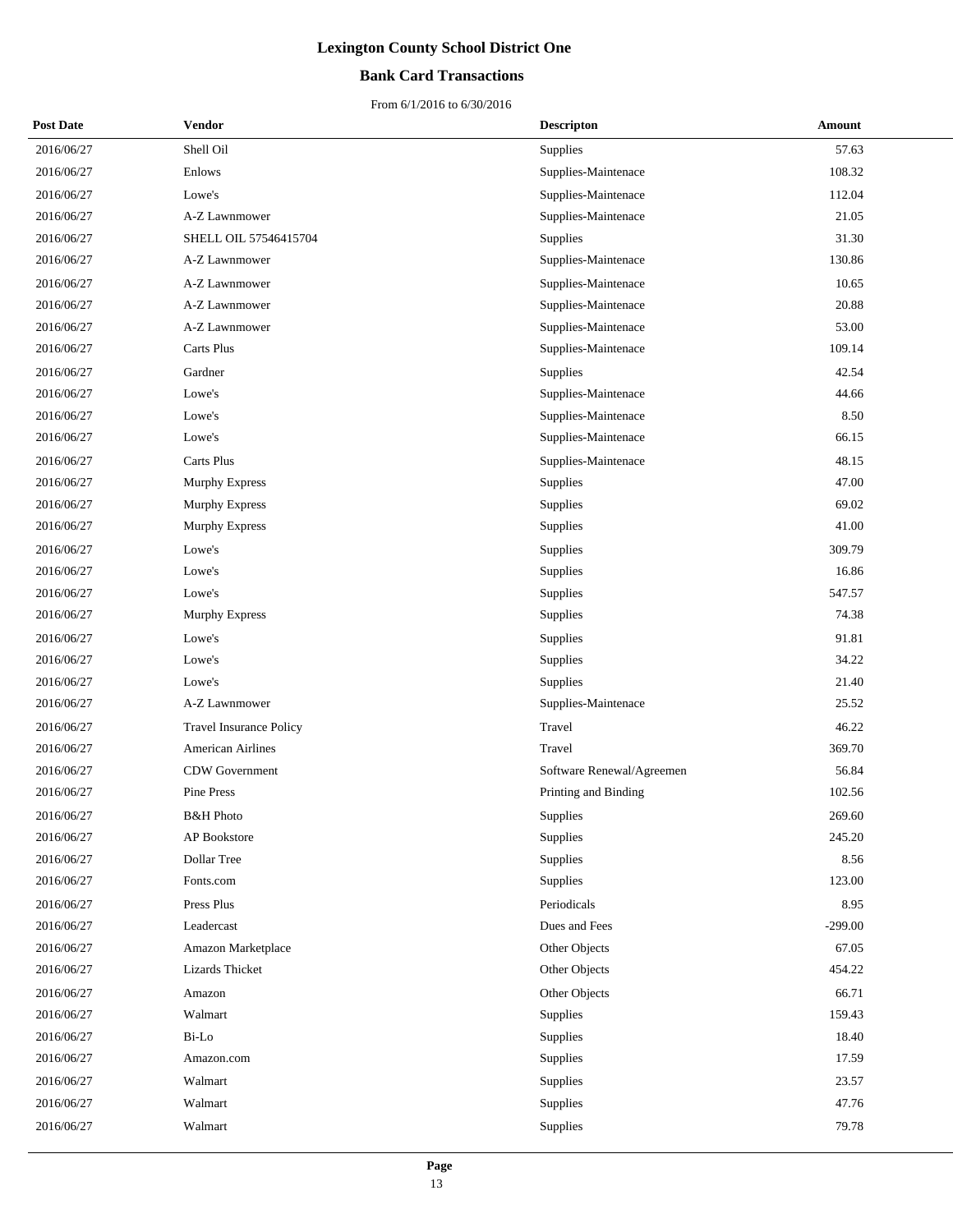# Lexington County School District One

## Bank Card Transactions

From 6/1/2016 to 6/30/2016

| Post Date | Vendor | Descripton | Amount |
|---|---|---|---|
| 2016/06/27 | Shell Oil | Supplies | 57.63 |
| 2016/06/27 | Enlows | Supplies-Maintenace | 108.32 |
| 2016/06/27 | Lowe's | Supplies-Maintenace | 112.04 |
| 2016/06/27 | A-Z Lawnmower | Supplies-Maintenace | 21.05 |
| 2016/06/27 | SHELL OIL 57546415704 | Supplies | 31.30 |
| 2016/06/27 | A-Z Lawnmower | Supplies-Maintenace | 130.86 |
| 2016/06/27 | A-Z Lawnmower | Supplies-Maintenace | 10.65 |
| 2016/06/27 | A-Z Lawnmower | Supplies-Maintenace | 20.88 |
| 2016/06/27 | A-Z Lawnmower | Supplies-Maintenace | 53.00 |
| 2016/06/27 | Carts Plus | Supplies-Maintenace | 109.14 |
| 2016/06/27 | Gardner | Supplies | 42.54 |
| 2016/06/27 | Lowe's | Supplies-Maintenace | 44.66 |
| 2016/06/27 | Lowe's | Supplies-Maintenace | 8.50 |
| 2016/06/27 | Lowe's | Supplies-Maintenace | 66.15 |
| 2016/06/27 | Carts Plus | Supplies-Maintenace | 48.15 |
| 2016/06/27 | Murphy Express | Supplies | 47.00 |
| 2016/06/27 | Murphy Express | Supplies | 69.02 |
| 2016/06/27 | Murphy Express | Supplies | 41.00 |
| 2016/06/27 | Lowe's | Supplies | 309.79 |
| 2016/06/27 | Lowe's | Supplies | 16.86 |
| 2016/06/27 | Lowe's | Supplies | 547.57 |
| 2016/06/27 | Murphy Express | Supplies | 74.38 |
| 2016/06/27 | Lowe's | Supplies | 91.81 |
| 2016/06/27 | Lowe's | Supplies | 34.22 |
| 2016/06/27 | Lowe's | Supplies | 21.40 |
| 2016/06/27 | A-Z Lawnmower | Supplies-Maintenace | 25.52 |
| 2016/06/27 | Travel Insurance Policy | Travel | 46.22 |
| 2016/06/27 | American Airlines | Travel | 369.70 |
| 2016/06/27 | CDW Government | Software Renewal/Agreemen | 56.84 |
| 2016/06/27 | Pine Press | Printing and Binding | 102.56 |
| 2016/06/27 | B&H Photo | Supplies | 269.60 |
| 2016/06/27 | AP Bookstore | Supplies | 245.20 |
| 2016/06/27 | Dollar Tree | Supplies | 8.56 |
| 2016/06/27 | Fonts.com | Supplies | 123.00 |
| 2016/06/27 | Press Plus | Periodicals | 8.95 |
| 2016/06/27 | Leadercast | Dues and Fees | -299.00 |
| 2016/06/27 | Amazon Marketplace | Other Objects | 67.05 |
| 2016/06/27 | Lizards Thicket | Other Objects | 454.22 |
| 2016/06/27 | Amazon | Other Objects | 66.71 |
| 2016/06/27 | Walmart | Supplies | 159.43 |
| 2016/06/27 | Bi-Lo | Supplies | 18.40 |
| 2016/06/27 | Amazon.com | Supplies | 17.59 |
| 2016/06/27 | Walmart | Supplies | 23.57 |
| 2016/06/27 | Walmart | Supplies | 47.76 |
| 2016/06/27 | Walmart | Supplies | 79.78 |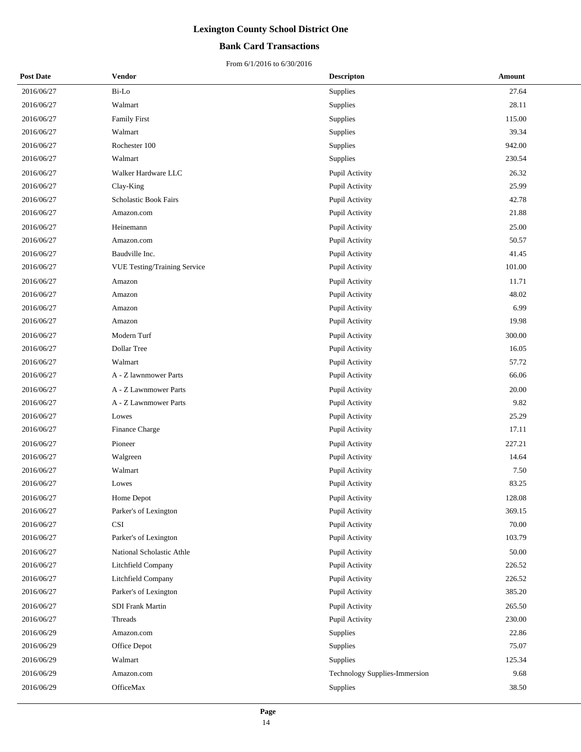# Lexington County School District One

## Bank Card Transactions

From 6/1/2016 to 6/30/2016

| Post Date | Vendor | Descripton | Amount |
|---|---|---|---|
| 2016/06/27 | Bi-Lo | Supplies | 27.64 |
| 2016/06/27 | Walmart | Supplies | 28.11 |
| 2016/06/27 | Family First | Supplies | 115.00 |
| 2016/06/27 | Walmart | Supplies | 39.34 |
| 2016/06/27 | Rochester 100 | Supplies | 942.00 |
| 2016/06/27 | Walmart | Supplies | 230.54 |
| 2016/06/27 | Walker Hardware LLC | Pupil Activity | 26.32 |
| 2016/06/27 | Clay-King | Pupil Activity | 25.99 |
| 2016/06/27 | Scholastic Book Fairs | Pupil Activity | 42.78 |
| 2016/06/27 | Amazon.com | Pupil Activity | 21.88 |
| 2016/06/27 | Heinemann | Pupil Activity | 25.00 |
| 2016/06/27 | Amazon.com | Pupil Activity | 50.57 |
| 2016/06/27 | Baudville Inc. | Pupil Activity | 41.45 |
| 2016/06/27 | VUE Testing/Training Service | Pupil Activity | 101.00 |
| 2016/06/27 | Amazon | Pupil Activity | 11.71 |
| 2016/06/27 | Amazon | Pupil Activity | 48.02 |
| 2016/06/27 | Amazon | Pupil Activity | 6.99 |
| 2016/06/27 | Amazon | Pupil Activity | 19.98 |
| 2016/06/27 | Modern Turf | Pupil Activity | 300.00 |
| 2016/06/27 | Dollar Tree | Pupil Activity | 16.05 |
| 2016/06/27 | Walmart | Pupil Activity | 57.72 |
| 2016/06/27 | A - Z lawnmower Parts | Pupil Activity | 66.06 |
| 2016/06/27 | A - Z Lawnmower Parts | Pupil Activity | 20.00 |
| 2016/06/27 | A - Z Lawnmower Parts | Pupil Activity | 9.82 |
| 2016/06/27 | Lowes | Pupil Activity | 25.29 |
| 2016/06/27 | Finance Charge | Pupil Activity | 17.11 |
| 2016/06/27 | Pioneer | Pupil Activity | 227.21 |
| 2016/06/27 | Walgreen | Pupil Activity | 14.64 |
| 2016/06/27 | Walmart | Pupil Activity | 7.50 |
| 2016/06/27 | Lowes | Pupil Activity | 83.25 |
| 2016/06/27 | Home Depot | Pupil Activity | 128.08 |
| 2016/06/27 | Parker's of Lexington | Pupil Activity | 369.15 |
| 2016/06/27 | CSI | Pupil Activity | 70.00 |
| 2016/06/27 | Parker's of Lexington | Pupil Activity | 103.79 |
| 2016/06/27 | National Scholastic Athle | Pupil Activity | 50.00 |
| 2016/06/27 | Litchfield Company | Pupil Activity | 226.52 |
| 2016/06/27 | Litchfield Company | Pupil Activity | 226.52 |
| 2016/06/27 | Parker's of Lexington | Pupil Activity | 385.20 |
| 2016/06/27 | SDI Frank Martin | Pupil Activity | 265.50 |
| 2016/06/27 | Threads | Pupil Activity | 230.00 |
| 2016/06/29 | Amazon.com | Supplies | 22.86 |
| 2016/06/29 | Office Depot | Supplies | 75.07 |
| 2016/06/29 | Walmart | Supplies | 125.34 |
| 2016/06/29 | Amazon.com | Technology Supplies-Immersion | 9.68 |
| 2016/06/29 | OfficeMax | Supplies | 38.50 |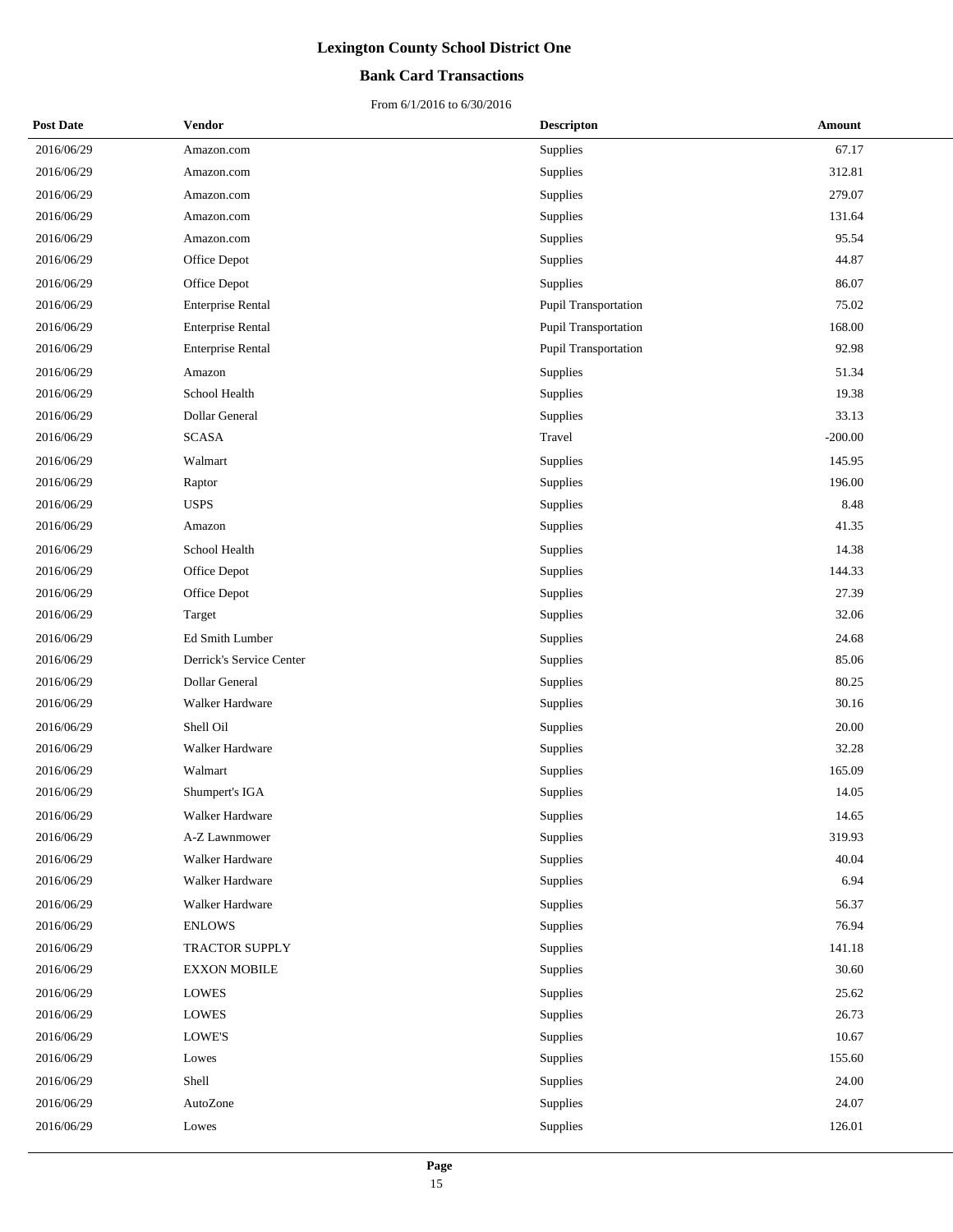# Lexington County School District One

## Bank Card Transactions

From 6/1/2016 to 6/30/2016

| Post Date | Vendor | Descripton | Amount |
|---|---|---|---|
| 2016/06/29 | Amazon.com | Supplies | 67.17 |
| 2016/06/29 | Amazon.com | Supplies | 312.81 |
| 2016/06/29 | Amazon.com | Supplies | 279.07 |
| 2016/06/29 | Amazon.com | Supplies | 131.64 |
| 2016/06/29 | Amazon.com | Supplies | 95.54 |
| 2016/06/29 | Office Depot | Supplies | 44.87 |
| 2016/06/29 | Office Depot | Supplies | 86.07 |
| 2016/06/29 | Enterprise Rental | Pupil Transportation | 75.02 |
| 2016/06/29 | Enterprise Rental | Pupil Transportation | 168.00 |
| 2016/06/29 | Enterprise Rental | Pupil Transportation | 92.98 |
| 2016/06/29 | Amazon | Supplies | 51.34 |
| 2016/06/29 | School Health | Supplies | 19.38 |
| 2016/06/29 | Dollar General | Supplies | 33.13 |
| 2016/06/29 | SCASA | Travel | -200.00 |
| 2016/06/29 | Walmart | Supplies | 145.95 |
| 2016/06/29 | Raptor | Supplies | 196.00 |
| 2016/06/29 | USPS | Supplies | 8.48 |
| 2016/06/29 | Amazon | Supplies | 41.35 |
| 2016/06/29 | School Health | Supplies | 14.38 |
| 2016/06/29 | Office Depot | Supplies | 144.33 |
| 2016/06/29 | Office Depot | Supplies | 27.39 |
| 2016/06/29 | Target | Supplies | 32.06 |
| 2016/06/29 | Ed Smith Lumber | Supplies | 24.68 |
| 2016/06/29 | Derrick's Service Center | Supplies | 85.06 |
| 2016/06/29 | Dollar General | Supplies | 80.25 |
| 2016/06/29 | Walker Hardware | Supplies | 30.16 |
| 2016/06/29 | Shell Oil | Supplies | 20.00 |
| 2016/06/29 | Walker Hardware | Supplies | 32.28 |
| 2016/06/29 | Walmart | Supplies | 165.09 |
| 2016/06/29 | Shumpert's IGA | Supplies | 14.05 |
| 2016/06/29 | Walker Hardware | Supplies | 14.65 |
| 2016/06/29 | A-Z Lawnmower | Supplies | 319.93 |
| 2016/06/29 | Walker Hardware | Supplies | 40.04 |
| 2016/06/29 | Walker Hardware | Supplies | 6.94 |
| 2016/06/29 | Walker Hardware | Supplies | 56.37 |
| 2016/06/29 | ENLOWS | Supplies | 76.94 |
| 2016/06/29 | TRACTOR SUPPLY | Supplies | 141.18 |
| 2016/06/29 | EXXON MOBILE | Supplies | 30.60 |
| 2016/06/29 | LOWES | Supplies | 25.62 |
| 2016/06/29 | LOWES | Supplies | 26.73 |
| 2016/06/29 | LOWE'S | Supplies | 10.67 |
| 2016/06/29 | Lowes | Supplies | 155.60 |
| 2016/06/29 | Shell | Supplies | 24.00 |
| 2016/06/29 | AutoZone | Supplies | 24.07 |
| 2016/06/29 | Lowes | Supplies | 126.01 |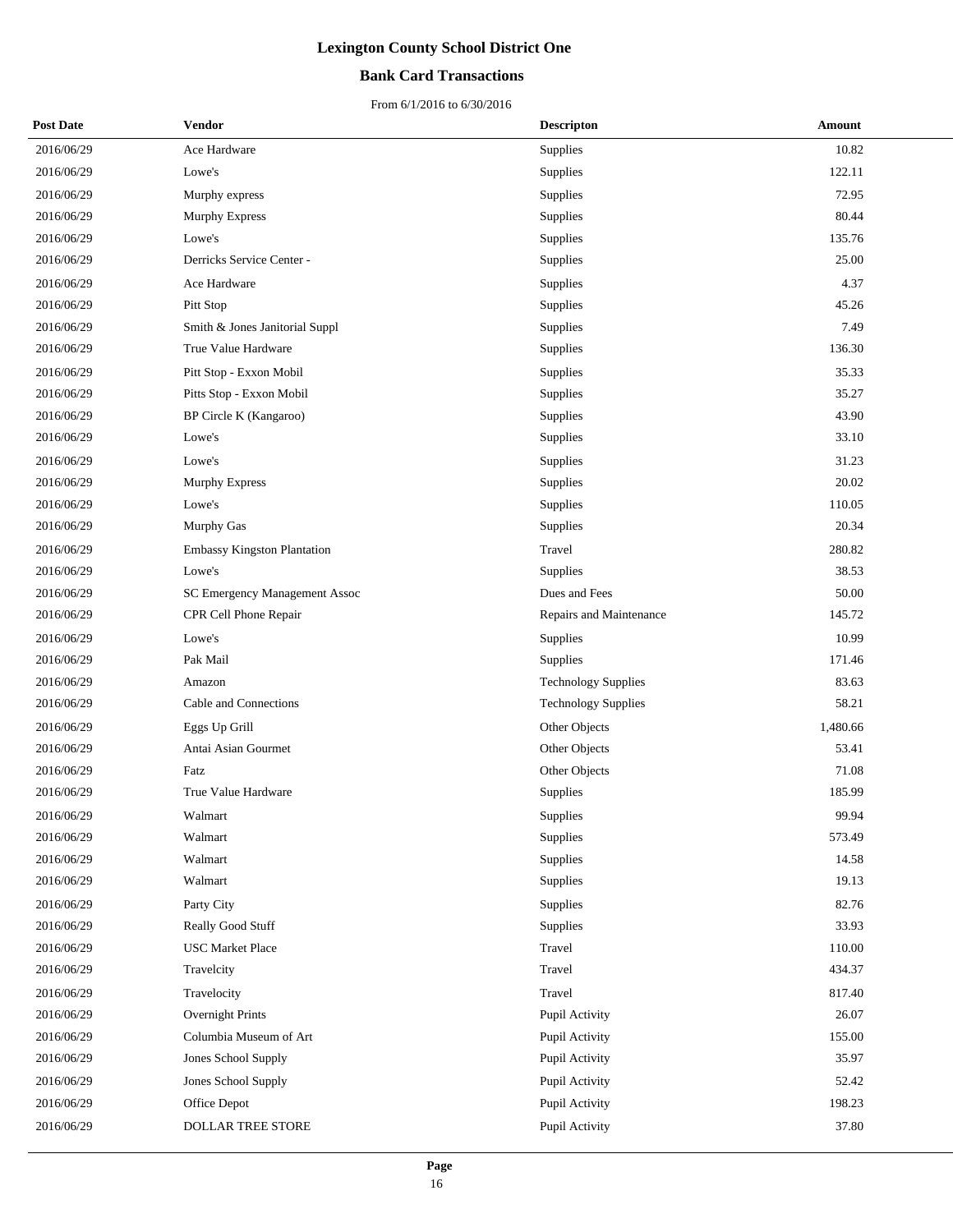# Lexington County School District One

## Bank Card Transactions

From 6/1/2016 to 6/30/2016

| Post Date | Vendor | Descripton | Amount |
|---|---|---|---|
| 2016/06/29 | Ace Hardware | Supplies | 10.82 |
| 2016/06/29 | Lowe's | Supplies | 122.11 |
| 2016/06/29 | Murphy express | Supplies | 72.95 |
| 2016/06/29 | Murphy Express | Supplies | 80.44 |
| 2016/06/29 | Lowe's | Supplies | 135.76 |
| 2016/06/29 | Derricks Service Center - | Supplies | 25.00 |
| 2016/06/29 | Ace Hardware | Supplies | 4.37 |
| 2016/06/29 | Pitt Stop | Supplies | 45.26 |
| 2016/06/29 | Smith & Jones Janitorial Suppl | Supplies | 7.49 |
| 2016/06/29 | True Value Hardware | Supplies | 136.30 |
| 2016/06/29 | Pitt Stop - Exxon Mobil | Supplies | 35.33 |
| 2016/06/29 | Pitts Stop - Exxon Mobil | Supplies | 35.27 |
| 2016/06/29 | BP Circle K (Kangaroo) | Supplies | 43.90 |
| 2016/06/29 | Lowe's | Supplies | 33.10 |
| 2016/06/29 | Lowe's | Supplies | 31.23 |
| 2016/06/29 | Murphy Express | Supplies | 20.02 |
| 2016/06/29 | Lowe's | Supplies | 110.05 |
| 2016/06/29 | Murphy Gas | Supplies | 20.34 |
| 2016/06/29 | Embassy Kingston Plantation | Travel | 280.82 |
| 2016/06/29 | Lowe's | Supplies | 38.53 |
| 2016/06/29 | SC Emergency Management Assoc | Dues and Fees | 50.00 |
| 2016/06/29 | CPR Cell Phone Repair | Repairs and Maintenance | 145.72 |
| 2016/06/29 | Lowe's | Supplies | 10.99 |
| 2016/06/29 | Pak Mail | Supplies | 171.46 |
| 2016/06/29 | Amazon | Technology Supplies | 83.63 |
| 2016/06/29 | Cable and Connections | Technology Supplies | 58.21 |
| 2016/06/29 | Eggs Up Grill | Other Objects | 1,480.66 |
| 2016/06/29 | Antai Asian Gourmet | Other Objects | 53.41 |
| 2016/06/29 | Fatz | Other Objects | 71.08 |
| 2016/06/29 | True Value Hardware | Supplies | 185.99 |
| 2016/06/29 | Walmart | Supplies | 99.94 |
| 2016/06/29 | Walmart | Supplies | 573.49 |
| 2016/06/29 | Walmart | Supplies | 14.58 |
| 2016/06/29 | Walmart | Supplies | 19.13 |
| 2016/06/29 | Party City | Supplies | 82.76 |
| 2016/06/29 | Really Good Stuff | Supplies | 33.93 |
| 2016/06/29 | USC Market Place | Travel | 110.00 |
| 2016/06/29 | Travelcity | Travel | 434.37 |
| 2016/06/29 | Travelocity | Travel | 817.40 |
| 2016/06/29 | Overnight Prints | Pupil Activity | 26.07 |
| 2016/06/29 | Columbia Museum of Art | Pupil Activity | 155.00 |
| 2016/06/29 | Jones School Supply | Pupil Activity | 35.97 |
| 2016/06/29 | Jones School Supply | Pupil Activity | 52.42 |
| 2016/06/29 | Office Depot | Pupil Activity | 198.23 |
| 2016/06/29 | DOLLAR TREE STORE | Pupil Activity | 37.80 |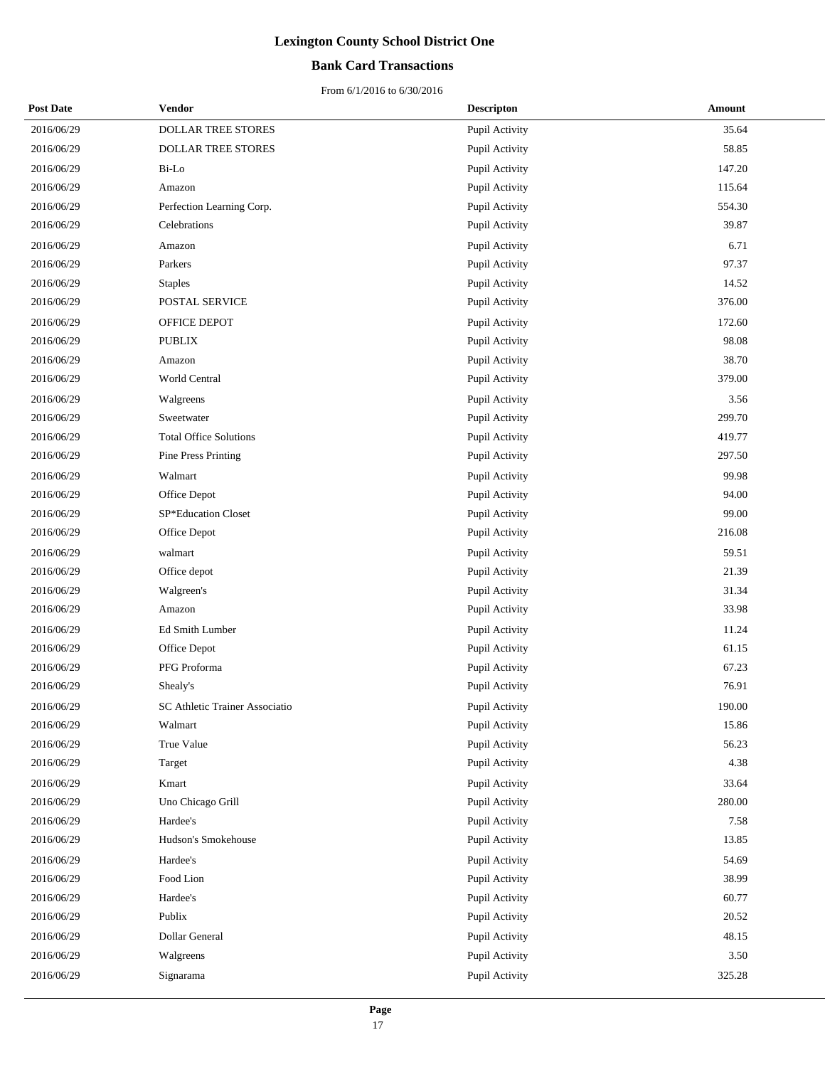# Lexington County School District One

## Bank Card Transactions

From 6/1/2016 to 6/30/2016

| Post Date | Vendor | Descripton | Amount |
|---|---|---|---|
| 2016/06/29 | DOLLAR TREE STORES | Pupil Activity | 35.64 |
| 2016/06/29 | DOLLAR TREE STORES | Pupil Activity | 58.85 |
| 2016/06/29 | Bi-Lo | Pupil Activity | 147.20 |
| 2016/06/29 | Amazon | Pupil Activity | 115.64 |
| 2016/06/29 | Perfection Learning Corp. | Pupil Activity | 554.30 |
| 2016/06/29 | Celebrations | Pupil Activity | 39.87 |
| 2016/06/29 | Amazon | Pupil Activity | 6.71 |
| 2016/06/29 | Parkers | Pupil Activity | 97.37 |
| 2016/06/29 | Staples | Pupil Activity | 14.52 |
| 2016/06/29 | POSTAL SERVICE | Pupil Activity | 376.00 |
| 2016/06/29 | OFFICE DEPOT | Pupil Activity | 172.60 |
| 2016/06/29 | PUBLIX | Pupil Activity | 98.08 |
| 2016/06/29 | Amazon | Pupil Activity | 38.70 |
| 2016/06/29 | World Central | Pupil Activity | 379.00 |
| 2016/06/29 | Walgreens | Pupil Activity | 3.56 |
| 2016/06/29 | Sweetwater | Pupil Activity | 299.70 |
| 2016/06/29 | Total Office Solutions | Pupil Activity | 419.77 |
| 2016/06/29 | Pine Press Printing | Pupil Activity | 297.50 |
| 2016/06/29 | Walmart | Pupil Activity | 99.98 |
| 2016/06/29 | Office Depot | Pupil Activity | 94.00 |
| 2016/06/29 | SP*Education Closet | Pupil Activity | 99.00 |
| 2016/06/29 | Office Depot | Pupil Activity | 216.08 |
| 2016/06/29 | walmart | Pupil Activity | 59.51 |
| 2016/06/29 | Office depot | Pupil Activity | 21.39 |
| 2016/06/29 | Walgreen's | Pupil Activity | 31.34 |
| 2016/06/29 | Amazon | Pupil Activity | 33.98 |
| 2016/06/29 | Ed Smith Lumber | Pupil Activity | 11.24 |
| 2016/06/29 | Office Depot | Pupil Activity | 61.15 |
| 2016/06/29 | PFG Proforma | Pupil Activity | 67.23 |
| 2016/06/29 | Shealy's | Pupil Activity | 76.91 |
| 2016/06/29 | SC Athletic Trainer Associatio | Pupil Activity | 190.00 |
| 2016/06/29 | Walmart | Pupil Activity | 15.86 |
| 2016/06/29 | True Value | Pupil Activity | 56.23 |
| 2016/06/29 | Target | Pupil Activity | 4.38 |
| 2016/06/29 | Kmart | Pupil Activity | 33.64 |
| 2016/06/29 | Uno Chicago Grill | Pupil Activity | 280.00 |
| 2016/06/29 | Hardee's | Pupil Activity | 7.58 |
| 2016/06/29 | Hudson's Smokehouse | Pupil Activity | 13.85 |
| 2016/06/29 | Hardee's | Pupil Activity | 54.69 |
| 2016/06/29 | Food Lion | Pupil Activity | 38.99 |
| 2016/06/29 | Hardee's | Pupil Activity | 60.77 |
| 2016/06/29 | Publix | Pupil Activity | 20.52 |
| 2016/06/29 | Dollar General | Pupil Activity | 48.15 |
| 2016/06/29 | Walgreens | Pupil Activity | 3.50 |
| 2016/06/29 | Signarama | Pupil Activity | 325.28 |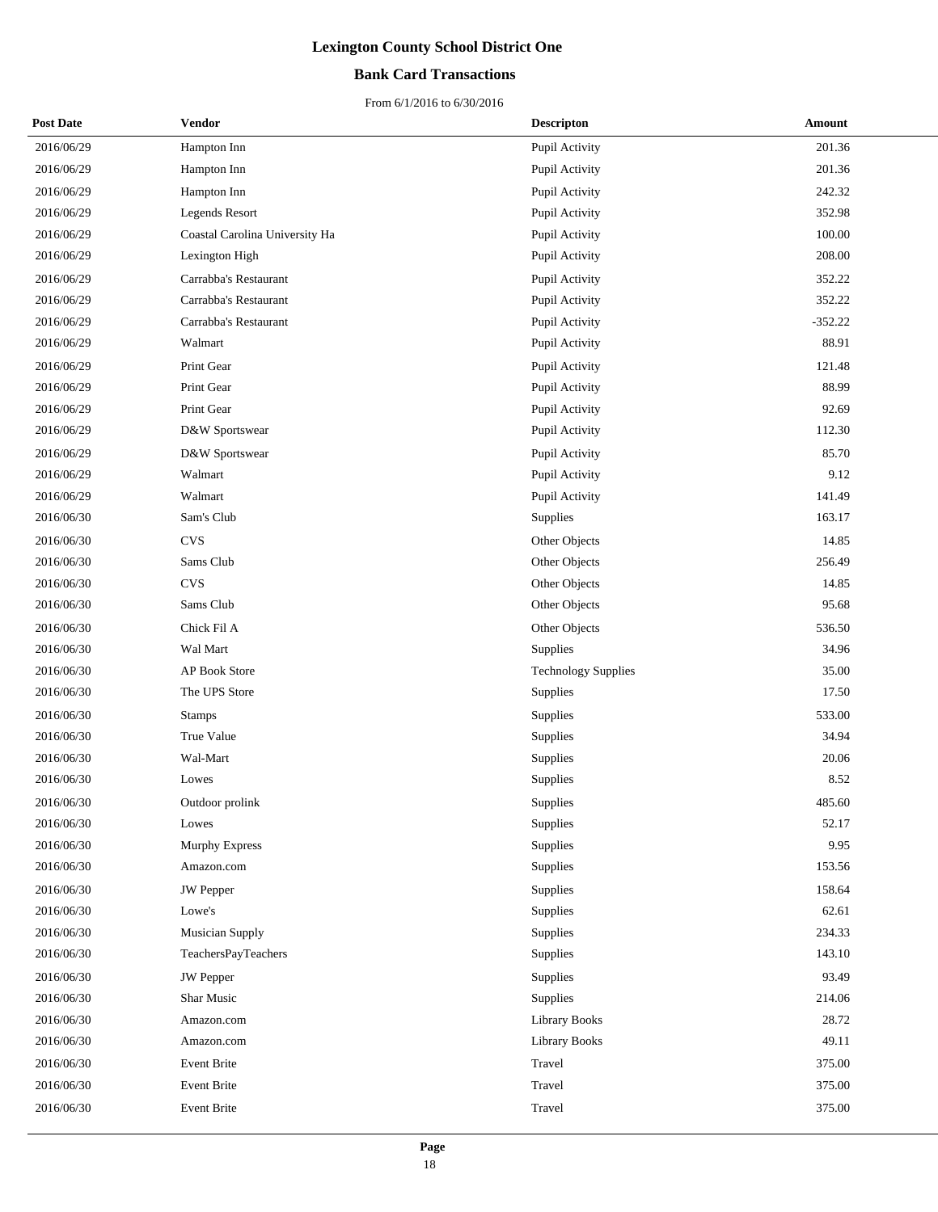# Lexington County School District One

## Bank Card Transactions

From 6/1/2016 to 6/30/2016

| Post Date | Vendor | Descripton | Amount |
|---|---|---|---|
| 2016/06/29 | Hampton Inn | Pupil Activity | 201.36 |
| 2016/06/29 | Hampton Inn | Pupil Activity | 201.36 |
| 2016/06/29 | Hampton Inn | Pupil Activity | 242.32 |
| 2016/06/29 | Legends Resort | Pupil Activity | 352.98 |
| 2016/06/29 | Coastal Carolina University Ha | Pupil Activity | 100.00 |
| 2016/06/29 | Lexington High | Pupil Activity | 208.00 |
| 2016/06/29 | Carrabba's Restaurant | Pupil Activity | 352.22 |
| 2016/06/29 | Carrabba's Restaurant | Pupil Activity | 352.22 |
| 2016/06/29 | Carrabba's Restaurant | Pupil Activity | -352.22 |
| 2016/06/29 | Walmart | Pupil Activity | 88.91 |
| 2016/06/29 | Print Gear | Pupil Activity | 121.48 |
| 2016/06/29 | Print Gear | Pupil Activity | 88.99 |
| 2016/06/29 | Print Gear | Pupil Activity | 92.69 |
| 2016/06/29 | D&W Sportswear | Pupil Activity | 112.30 |
| 2016/06/29 | D&W Sportswear | Pupil Activity | 85.70 |
| 2016/06/29 | Walmart | Pupil Activity | 9.12 |
| 2016/06/29 | Walmart | Pupil Activity | 141.49 |
| 2016/06/30 | Sam's Club | Supplies | 163.17 |
| 2016/06/30 | CVS | Other Objects | 14.85 |
| 2016/06/30 | Sams Club | Other Objects | 256.49 |
| 2016/06/30 | CVS | Other Objects | 14.85 |
| 2016/06/30 | Sams Club | Other Objects | 95.68 |
| 2016/06/30 | Chick Fil A | Other Objects | 536.50 |
| 2016/06/30 | Wal Mart | Supplies | 34.96 |
| 2016/06/30 | AP Book Store | Technology Supplies | 35.00 |
| 2016/06/30 | The UPS Store | Supplies | 17.50 |
| 2016/06/30 | Stamps | Supplies | 533.00 |
| 2016/06/30 | True Value | Supplies | 34.94 |
| 2016/06/30 | Wal-Mart | Supplies | 20.06 |
| 2016/06/30 | Lowes | Supplies | 8.52 |
| 2016/06/30 | Outdoor prolink | Supplies | 485.60 |
| 2016/06/30 | Lowes | Supplies | 52.17 |
| 2016/06/30 | Murphy Express | Supplies | 9.95 |
| 2016/06/30 | Amazon.com | Supplies | 153.56 |
| 2016/06/30 | JW Pepper | Supplies | 158.64 |
| 2016/06/30 | Lowe's | Supplies | 62.61 |
| 2016/06/30 | Musician Supply | Supplies | 234.33 |
| 2016/06/30 | TeachersPayTeachers | Supplies | 143.10 |
| 2016/06/30 | JW Pepper | Supplies | 93.49 |
| 2016/06/30 | Shar Music | Supplies | 214.06 |
| 2016/06/30 | Amazon.com | Library Books | 28.72 |
| 2016/06/30 | Amazon.com | Library Books | 49.11 |
| 2016/06/30 | Event Brite | Travel | 375.00 |
| 2016/06/30 | Event Brite | Travel | 375.00 |
| 2016/06/30 | Event Brite | Travel | 375.00 |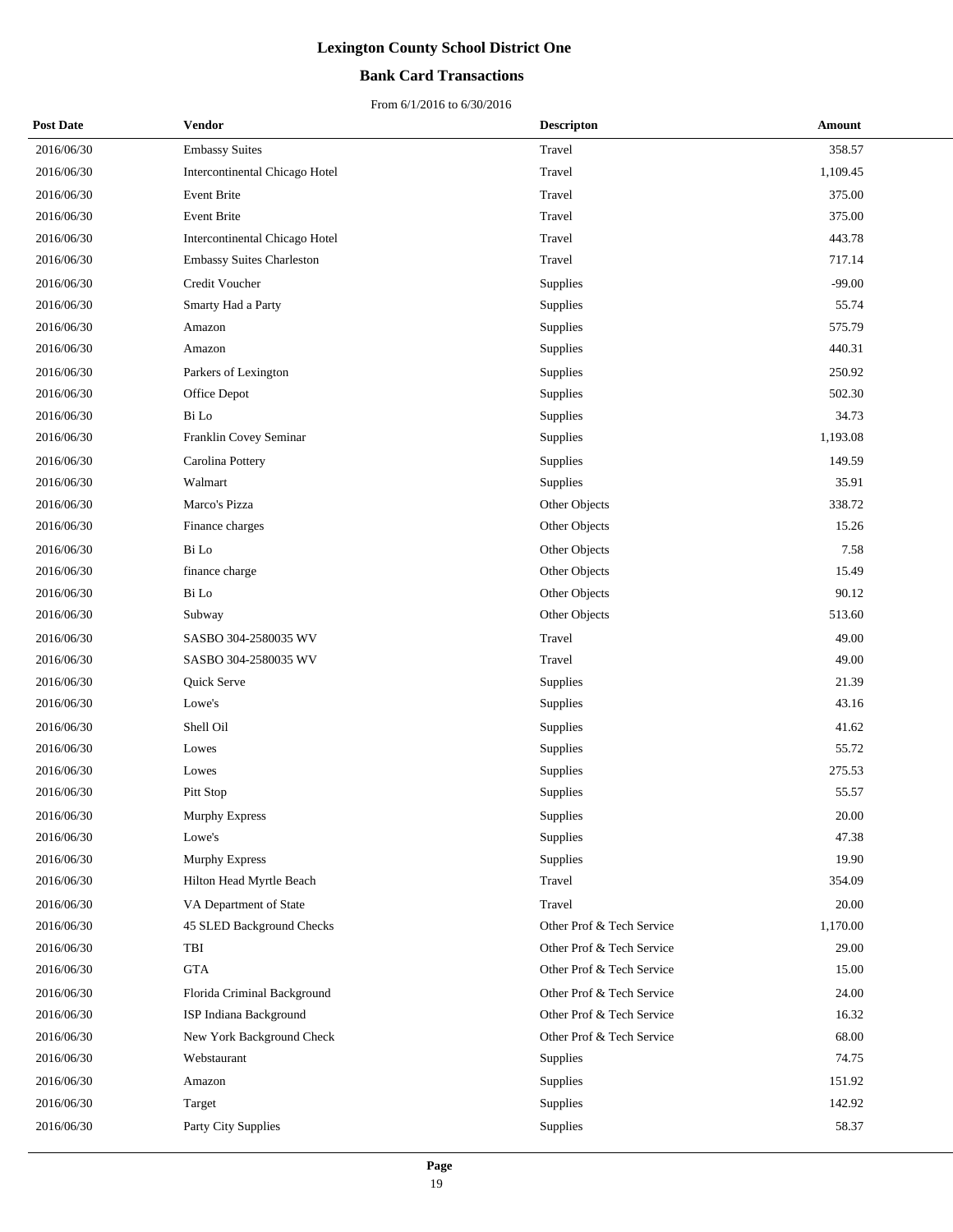# Lexington County School District One

## Bank Card Transactions

From 6/1/2016 to 6/30/2016

| Post Date | Vendor | Descripton | Amount |
|---|---|---|---|
| 2016/06/30 | Embassy Suites | Travel | 358.57 |
| 2016/06/30 | Intercontinental Chicago Hotel | Travel | 1,109.45 |
| 2016/06/30 | Event Brite | Travel | 375.00 |
| 2016/06/30 | Event Brite | Travel | 375.00 |
| 2016/06/30 | Intercontinental Chicago Hotel | Travel | 443.78 |
| 2016/06/30 | Embassy Suites Charleston | Travel | 717.14 |
| 2016/06/30 | Credit Voucher | Supplies | -99.00 |
| 2016/06/30 | Smarty Had a Party | Supplies | 55.74 |
| 2016/06/30 | Amazon | Supplies | 575.79 |
| 2016/06/30 | Amazon | Supplies | 440.31 |
| 2016/06/30 | Parkers of Lexington | Supplies | 250.92 |
| 2016/06/30 | Office Depot | Supplies | 502.30 |
| 2016/06/30 | Bi Lo | Supplies | 34.73 |
| 2016/06/30 | Franklin Covey Seminar | Supplies | 1,193.08 |
| 2016/06/30 | Carolina Pottery | Supplies | 149.59 |
| 2016/06/30 | Walmart | Supplies | 35.91 |
| 2016/06/30 | Marco's Pizza | Other Objects | 338.72 |
| 2016/06/30 | Finance charges | Other Objects | 15.26 |
| 2016/06/30 | Bi Lo | Other Objects | 7.58 |
| 2016/06/30 | finance charge | Other Objects | 15.49 |
| 2016/06/30 | Bi Lo | Other Objects | 90.12 |
| 2016/06/30 | Subway | Other Objects | 513.60 |
| 2016/06/30 | SASBO 304-2580035 WV | Travel | 49.00 |
| 2016/06/30 | SASBO 304-2580035 WV | Travel | 49.00 |
| 2016/06/30 | Quick Serve | Supplies | 21.39 |
| 2016/06/30 | Lowe's | Supplies | 43.16 |
| 2016/06/30 | Shell Oil | Supplies | 41.62 |
| 2016/06/30 | Lowes | Supplies | 55.72 |
| 2016/06/30 | Lowes | Supplies | 275.53 |
| 2016/06/30 | Pitt Stop | Supplies | 55.57 |
| 2016/06/30 | Murphy Express | Supplies | 20.00 |
| 2016/06/30 | Lowe's | Supplies | 47.38 |
| 2016/06/30 | Murphy Express | Supplies | 19.90 |
| 2016/06/30 | Hilton Head Myrtle Beach | Travel | 354.09 |
| 2016/06/30 | VA Department of State | Travel | 20.00 |
| 2016/06/30 | 45 SLED Background Checks | Other Prof & Tech Service | 1,170.00 |
| 2016/06/30 | TBI | Other Prof & Tech Service | 29.00 |
| 2016/06/30 | GTA | Other Prof & Tech Service | 15.00 |
| 2016/06/30 | Florida Criminal Background | Other Prof & Tech Service | 24.00 |
| 2016/06/30 | ISP Indiana Background | Other Prof & Tech Service | 16.32 |
| 2016/06/30 | New York Background Check | Other Prof & Tech Service | 68.00 |
| 2016/06/30 | Webstaurant | Supplies | 74.75 |
| 2016/06/30 | Amazon | Supplies | 151.92 |
| 2016/06/30 | Target | Supplies | 142.92 |
| 2016/06/30 | Party City Supplies | Supplies | 58.37 |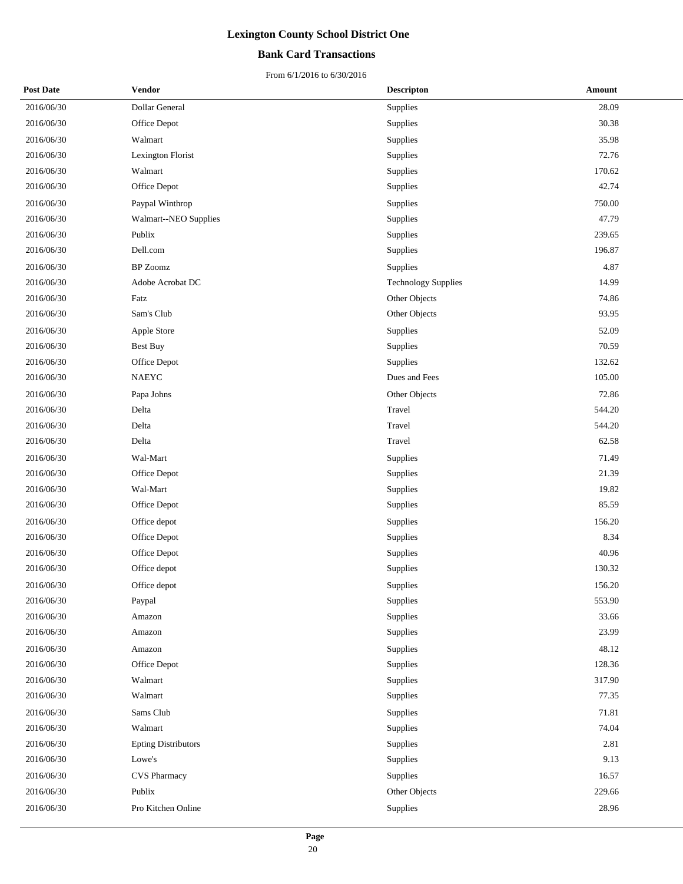# Lexington County School District One

## Bank Card Transactions

From 6/1/2016 to 6/30/2016

| Post Date | Vendor | Descripton | Amount |
|---|---|---|---|
| 2016/06/30 | Dollar General | Supplies | 28.09 |
| 2016/06/30 | Office Depot | Supplies | 30.38 |
| 2016/06/30 | Walmart | Supplies | 35.98 |
| 2016/06/30 | Lexington Florist | Supplies | 72.76 |
| 2016/06/30 | Walmart | Supplies | 170.62 |
| 2016/06/30 | Office Depot | Supplies | 42.74 |
| 2016/06/30 | Paypal Winthrop | Supplies | 750.00 |
| 2016/06/30 | Walmart--NEO Supplies | Supplies | 47.79 |
| 2016/06/30 | Publix | Supplies | 239.65 |
| 2016/06/30 | Dell.com | Supplies | 196.87 |
| 2016/06/30 | BP Zoomz | Supplies | 4.87 |
| 2016/06/30 | Adobe Acrobat DC | Technology Supplies | 14.99 |
| 2016/06/30 | Fatz | Other Objects | 74.86 |
| 2016/06/30 | Sam's Club | Other Objects | 93.95 |
| 2016/06/30 | Apple Store | Supplies | 52.09 |
| 2016/06/30 | Best Buy | Supplies | 70.59 |
| 2016/06/30 | Office Depot | Supplies | 132.62 |
| 2016/06/30 | NAEYC | Dues and Fees | 105.00 |
| 2016/06/30 | Papa Johns | Other Objects | 72.86 |
| 2016/06/30 | Delta | Travel | 544.20 |
| 2016/06/30 | Delta | Travel | 544.20 |
| 2016/06/30 | Delta | Travel | 62.58 |
| 2016/06/30 | Wal-Mart | Supplies | 71.49 |
| 2016/06/30 | Office Depot | Supplies | 21.39 |
| 2016/06/30 | Wal-Mart | Supplies | 19.82 |
| 2016/06/30 | Office Depot | Supplies | 85.59 |
| 2016/06/30 | Office depot | Supplies | 156.20 |
| 2016/06/30 | Office Depot | Supplies | 8.34 |
| 2016/06/30 | Office Depot | Supplies | 40.96 |
| 2016/06/30 | Office depot | Supplies | 130.32 |
| 2016/06/30 | Office depot | Supplies | 156.20 |
| 2016/06/30 | Paypal | Supplies | 553.90 |
| 2016/06/30 | Amazon | Supplies | 33.66 |
| 2016/06/30 | Amazon | Supplies | 23.99 |
| 2016/06/30 | Amazon | Supplies | 48.12 |
| 2016/06/30 | Office Depot | Supplies | 128.36 |
| 2016/06/30 | Walmart | Supplies | 317.90 |
| 2016/06/30 | Walmart | Supplies | 77.35 |
| 2016/06/30 | Sams Club | Supplies | 71.81 |
| 2016/06/30 | Walmart | Supplies | 74.04 |
| 2016/06/30 | Epting Distributors | Supplies | 2.81 |
| 2016/06/30 | Lowe's | Supplies | 9.13 |
| 2016/06/30 | CVS Pharmacy | Supplies | 16.57 |
| 2016/06/30 | Publix | Other Objects | 229.66 |
| 2016/06/30 | Pro Kitchen Online | Supplies | 28.96 |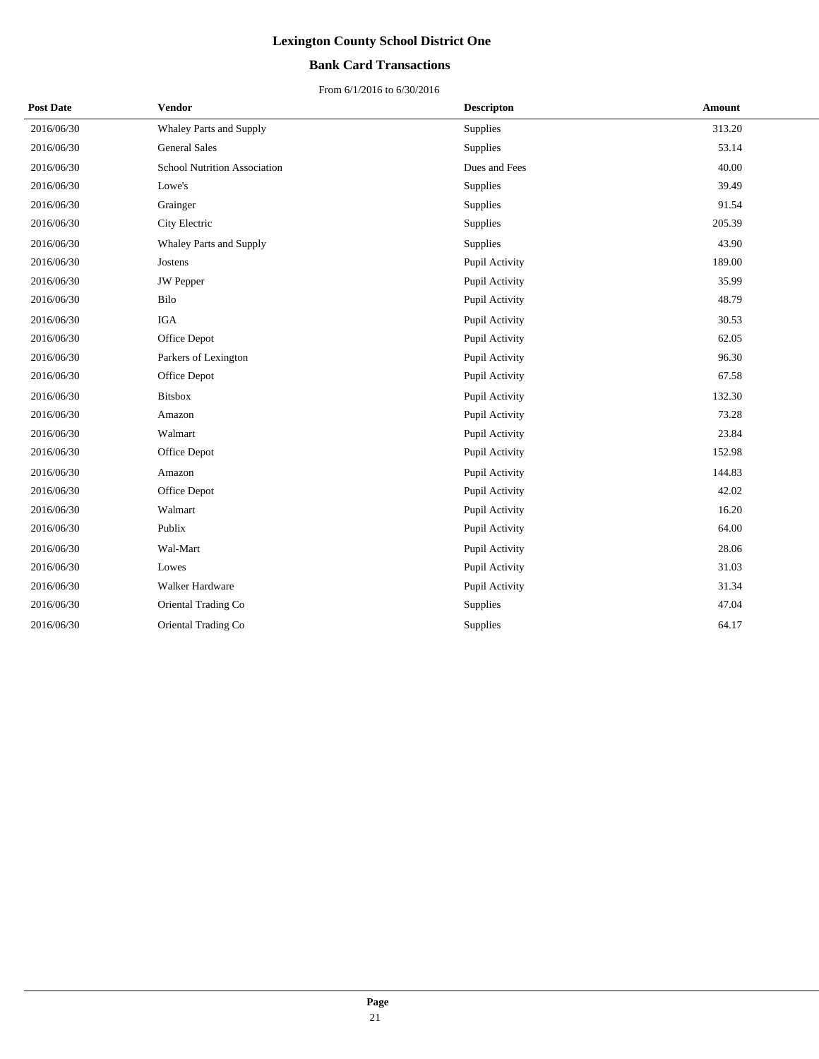# Lexington County School District One

## Bank Card Transactions

From 6/1/2016 to 6/30/2016

| Post Date | Vendor | Descripton | Amount |
|---|---|---|---|
| 2016/06/30 | Whaley Parts and Supply | Supplies | 313.20 |
| 2016/06/30 | General Sales | Supplies | 53.14 |
| 2016/06/30 | School Nutrition Association | Dues and Fees | 40.00 |
| 2016/06/30 | Lowe's | Supplies | 39.49 |
| 2016/06/30 | Grainger | Supplies | 91.54 |
| 2016/06/30 | City Electric | Supplies | 205.39 |
| 2016/06/30 | Whaley Parts and Supply | Supplies | 43.90 |
| 2016/06/30 | Jostens | Pupil Activity | 189.00 |
| 2016/06/30 | JW Pepper | Pupil Activity | 35.99 |
| 2016/06/30 | Bilo | Pupil Activity | 48.79 |
| 2016/06/30 | IGA | Pupil Activity | 30.53 |
| 2016/06/30 | Office Depot | Pupil Activity | 62.05 |
| 2016/06/30 | Parkers of Lexington | Pupil Activity | 96.30 |
| 2016/06/30 | Office Depot | Pupil Activity | 67.58 |
| 2016/06/30 | Bitsbox | Pupil Activity | 132.30 |
| 2016/06/30 | Amazon | Pupil Activity | 73.28 |
| 2016/06/30 | Walmart | Pupil Activity | 23.84 |
| 2016/06/30 | Office Depot | Pupil Activity | 152.98 |
| 2016/06/30 | Amazon | Pupil Activity | 144.83 |
| 2016/06/30 | Office Depot | Pupil Activity | 42.02 |
| 2016/06/30 | Walmart | Pupil Activity | 16.20 |
| 2016/06/30 | Publix | Pupil Activity | 64.00 |
| 2016/06/30 | Wal-Mart | Pupil Activity | 28.06 |
| 2016/06/30 | Lowes | Pupil Activity | 31.03 |
| 2016/06/30 | Walker Hardware | Pupil Activity | 31.34 |
| 2016/06/30 | Oriental Trading Co | Supplies | 47.04 |
| 2016/06/30 | Oriental Trading Co | Supplies | 64.17 |